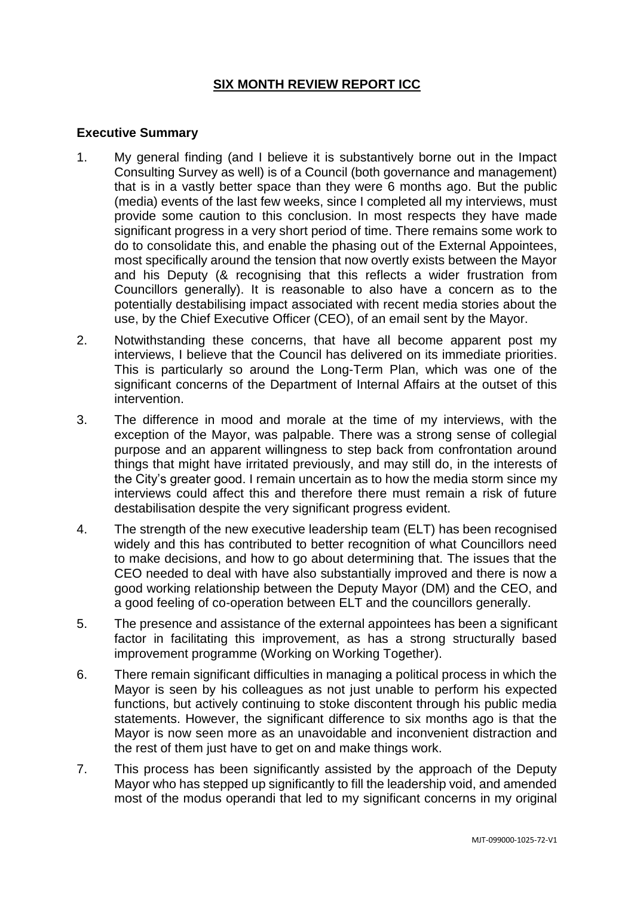# SIX MONTH REVIEW REPORT ICC

## Executive Summary

1. My general finding (and I believe it is substantively borne out in the Impact Consulting Survey as well) is of a Council (both governance and management) that is in a vastly better space than they were 6 months ago. But the public (media) events of the last few weeks, since I completed all my interviews, must provide some caution to this conclusion. In most respects they have made significant progress in a very short period of time. There remains some work to do to consolidate this, and enable the phasing out of the External Appointees, most specifically around the tension that now overtly exists between the Mayor and his Deputy (& recognising that this reflects a wider frustration from Councillors generally). It is reasonable to also have a concern as to the potentially destabilising impact associated with recent media stories about the use, by the Chief Executive Officer (CEO), of an email sent by the Mayor.

2. Notwithstanding these concerns, that have all become apparent post my interviews, I believe that the Council has delivered on its immediate priorities. This is particularly so around the Long-Term Plan, which was one of the significant concerns of the Department of Internal Affairs at the outset of this intervention.

3. The difference in mood and morale at the time of my interviews, with the exception of the Mayor, was palpable. There was a strong sense of collegial purpose and an apparent willingness to step back from confrontation around things that might have irritated previously, and may still do, in the interests of the City's greater good. I remain uncertain as to how the media storm since my interviews could affect this and therefore there must remain a risk of future destabilisation despite the very significant progress evident.

4. The strength of the new executive leadership team (ELT) has been recognised widely and this has contributed to better recognition of what Councillors need to make decisions, and how to go about determining that. The issues that the CEO needed to deal with have also substantially improved and there is now a good working relationship between the Deputy Mayor (DM) and the CEO, and a good feeling of co-operation between ELT and the councillors generally.

5. The presence and assistance of the external appointees has been a significant factor in facilitating this improvement, as has a strong structurally based improvement programme (Working on Working Together).

6. There remain significant difficulties in managing a political process in which the Mayor is seen by his colleagues as not just unable to perform his expected functions, but actively continuing to stoke discontent through his public media statements. However, the significant difference to six months ago is that the Mayor is now seen more as an unavoidable and inconvenient distraction and the rest of them just have to get on and make things work.

7. This process has been significantly assisted by the approach of the Deputy Mayor who has stepped up significantly to fill the leadership void, and amended most of the modus operandi that led to my significant concerns in my original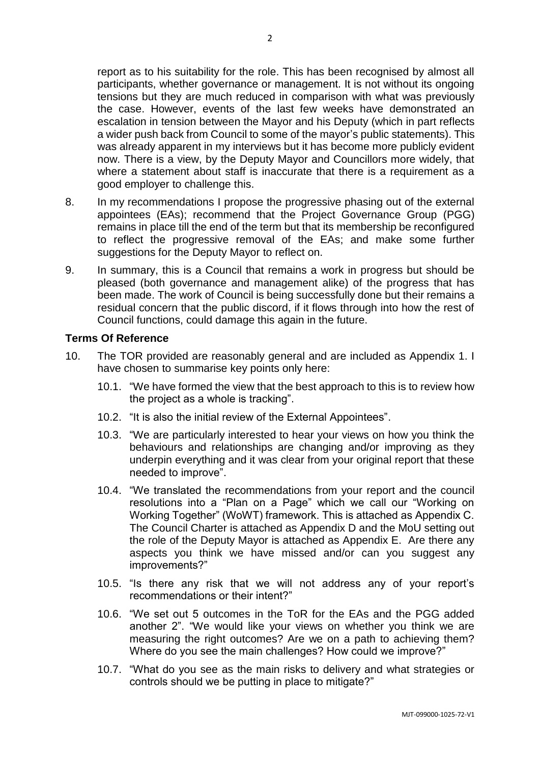report as to his suitability for the role. This has been recognised by almost all participants, whether governance or management. It is not without its ongoing tensions but they are much reduced in comparison with what was previously the case. However, events of the last few weeks have demonstrated an escalation in tension between the Mayor and his Deputy (which in part reflects a wider push back from Council to some of the mayor's public statements). This was already apparent in my interviews but it has become more publicly evident now. There is a view, by the Deputy Mayor and Councillors more widely, that where a statement about staff is inaccurate that there is a requirement as a good employer to challenge this.

8. In my recommendations I propose the progressive phasing out of the external appointees (EAs); recommend that the Project Governance Group (PGG) remains in place till the end of the term but that its membership be reconfigured to reflect the progressive removal of the EAs; and make some further suggestions for the Deputy Mayor to reflect on.

9. In summary, this is a Council that remains a work in progress but should be pleased (both governance and management alike) of the progress that has been made. The work of Council is being successfully done but their remains a residual concern that the public discord, if it flows through into how the rest of Council functions, could damage this again in the future.

## Terms Of Reference

10. The TOR provided are reasonably general and are included as Appendix 1. I have chosen to summarise key points only here:

    10.1. "We have formed the view that the best approach to this is to review how the project as a whole is tracking".

    10.2. "It is also the initial review of the External Appointees".

    10.3. "We are particularly interested to hear your views on how you think the behaviours and relationships are changing and/or improving as they underpin everything and it was clear from your original report that these needed to improve".

    10.4. "We translated the recommendations from your report and the council resolutions into a "Plan on a Page" which we call our "Working on Working Together" (WoWT) framework. This is attached as Appendix C. The Council Charter is attached as Appendix D and the MoU setting out the role of the Deputy Mayor is attached as Appendix E. Are there any aspects you think we have missed and/or can you suggest any improvements?"

    10.5. "Is there any risk that we will not address any of your report's recommendations or their intent?"

    10.6. "We set out 5 outcomes in the ToR for the EAs and the PGG added another 2". "We would like your views on whether you think we are measuring the right outcomes? Are we on a path to achieving them? Where do you see the main challenges? How could we improve?"

    10.7. "What do you see as the main risks to delivery and what strategies or controls should we be putting in place to mitigate?"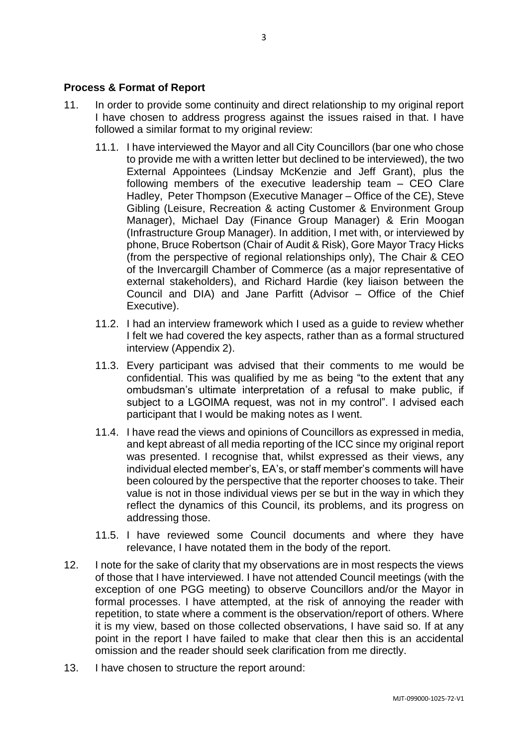**Process & Format of Report**

11. In order to provide some continuity and direct relationship to my original report I have chosen to address progress against the issues raised in that. I have followed a similar format to my original review:

    11.1. I have interviewed the Mayor and all City Councillors (bar one who chose to provide me with a written letter but declined to be interviewed), the two External Appointees (Lindsay McKenzie and Jeff Grant), plus the following members of the executive leadership team – CEO Clare Hadley, Peter Thompson (Executive Manager – Office of the CE), Steve Gibling (Leisure, Recreation & acting Customer & Environment Group Manager), Michael Day (Finance Group Manager) & Erin Moogan (Infrastructure Group Manager). In addition, I met with, or interviewed by phone, Bruce Robertson (Chair of Audit & Risk), Gore Mayor Tracy Hicks (from the perspective of regional relationships only), The Chair & CEO of the Invercargill Chamber of Commerce (as a major representative of external stakeholders), and Richard Hardie (key liaison between the Council and DIA) and Jane Parfitt (Advisor – Office of the Chief Executive).

    11.2. I had an interview framework which I used as a guide to review whether I felt we had covered the key aspects, rather than as a formal structured interview (Appendix 2).

    11.3. Every participant was advised that their comments to me would be confidential. This was qualified by me as being "to the extent that any ombudsman's ultimate interpretation of a refusal to make public, if subject to a LGOIMA request, was not in my control". I advised each participant that I would be making notes as I went.

    11.4. I have read the views and opinions of Councillors as expressed in media, and kept abreast of all media reporting of the ICC since my original report was presented. I recognise that, whilst expressed as their views, any individual elected member's, EA's, or staff member's comments will have been coloured by the perspective that the reporter chooses to take. Their value is not in those individual views per se but in the way in which they reflect the dynamics of this Council, its problems, and its progress on addressing those.

    11.5. I have reviewed some Council documents and where they have relevance, I have notated them in the body of the report.

12. I note for the sake of clarity that my observations are in most respects the views of those that I have interviewed. I have not attended Council meetings (with the exception of one PGG meeting) to observe Councillors and/or the Mayor in formal processes. I have attempted, at the risk of annoying the reader with repetition, to state where a comment is the observation/report of others. Where it is my view, based on those collected observations, I have said so. If at any point in the report I have failed to make that clear then this is an accidental omission and the reader should seek clarification from me directly.

13. I have chosen to structure the report around: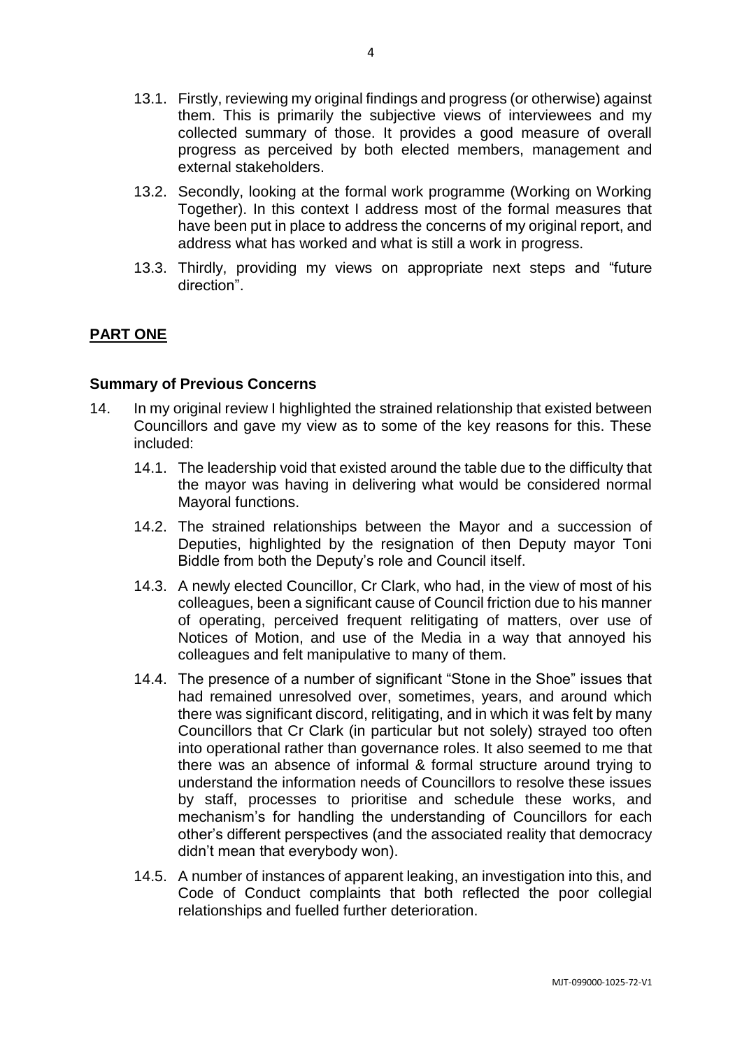13.1. Firstly, reviewing my original findings and progress (or otherwise) against them. This is primarily the subjective views of interviewees and my collected summary of those. It provides a good measure of overall progress as perceived by both elected members, management and external stakeholders.

13.2. Secondly, looking at the formal work programme (Working on Working Together). In this context I address most of the formal measures that have been put in place to address the concerns of my original report, and address what has worked and what is still a work in progress.

13.3. Thirdly, providing my views on appropriate next steps and "future direction".

## PART ONE

### Summary of Previous Concerns

14. In my original review I highlighted the strained relationship that existed between Councillors and gave my view as to some of the key reasons for this. These included:

    14.1. The leadership void that existed around the table due to the difficulty that the mayor was having in delivering what would be considered normal Mayoral functions.

    14.2. The strained relationships between the Mayor and a succession of Deputies, highlighted by the resignation of then Deputy mayor Toni Biddle from both the Deputy's role and Council itself.

    14.3. A newly elected Councillor, Cr Clark, who had, in the view of most of his colleagues, been a significant cause of Council friction due to his manner of operating, perceived frequent relitigating of matters, over use of Notices of Motion, and use of the Media in a way that annoyed his colleagues and felt manipulative to many of them.

    14.4. The presence of a number of significant "Stone in the Shoe" issues that had remained unresolved over, sometimes, years, and around which there was significant discord, relitigating, and in which it was felt by many Councillors that Cr Clark (in particular but not solely) strayed too often into operational rather than governance roles. It also seemed to me that there was an absence of informal & formal structure around trying to understand the information needs of Councillors to resolve these issues by staff, processes to prioritise and schedule these works, and mechanism's for handling the understanding of Councillors for each other's different perspectives (and the associated reality that democracy didn't mean that everybody won).

    14.5. A number of instances of apparent leaking, an investigation into this, and Code of Conduct complaints that both reflected the poor collegial relationships and fuelled further deterioration.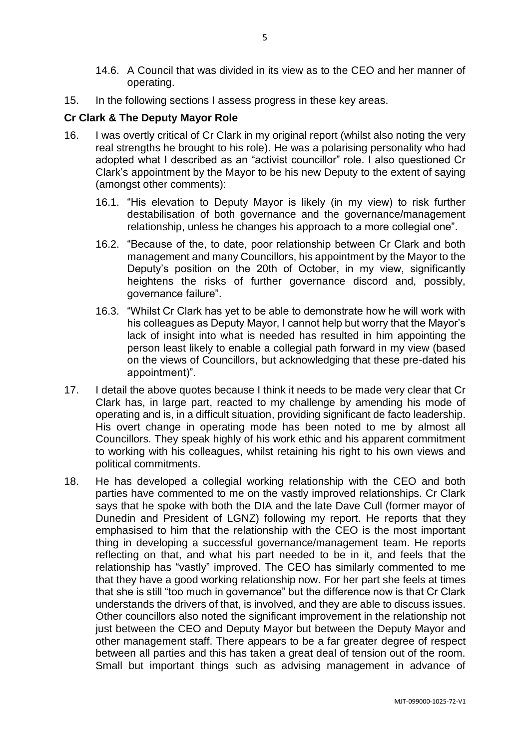14.6. A Council that was divided in its view as to the CEO and her manner of operating.

15. In the following sections I assess progress in these key areas.

**Cr Clark & The Deputy Mayor Role**

16. I was overtly critical of Cr Clark in my original report (whilst also noting the very real strengths he brought to his role). He was a polarising personality who had adopted what I described as an "activist councillor" role. I also questioned Cr Clark's appointment by the Mayor to be his new Deputy to the extent of saying (amongst other comments):

    16.1. "His elevation to Deputy Mayor is likely (in my view) to risk further destabilisation of both governance and the governance/management relationship, unless he changes his approach to a more collegial one".

    16.2. "Because of the, to date, poor relationship between Cr Clark and both management and many Councillors, his appointment by the Mayor to the Deputy's position on the 20th of October, in my view, significantly heightens the risks of further governance discord and, possibly, governance failure".

    16.3. "Whilst Cr Clark has yet to be able to demonstrate how he will work with his colleagues as Deputy Mayor, I cannot help but worry that the Mayor's lack of insight into what is needed has resulted in him appointing the person least likely to enable a collegial path forward in my view (based on the views of Councillors, but acknowledging that these pre-dated his appointment)".

17. I detail the above quotes because I think it needs to be made very clear that Cr Clark has, in large part, reacted to my challenge by amending his mode of operating and is, in a difficult situation, providing significant de facto leadership. His overt change in operating mode has been noted to me by almost all Councillors. They speak highly of his work ethic and his apparent commitment to working with his colleagues, whilst retaining his right to his own views and political commitments.

18. He has developed a collegial working relationship with the CEO and both parties have commented to me on the vastly improved relationships. Cr Clark says that he spoke with both the DIA and the late Dave Cull (former mayor of Dunedin and President of LGNZ) following my report. He reports that they emphasised to him that the relationship with the CEO is the most important thing in developing a successful governance/management team. He reports reflecting on that, and what his part needed to be in it, and feels that the relationship has "vastly" improved. The CEO has similarly commented to me that they have a good working relationship now. For her part she feels at times that she is still "too much in governance" but the difference now is that Cr Clark understands the drivers of that, is involved, and they are able to discuss issues. Other councillors also noted the significant improvement in the relationship not just between the CEO and Deputy Mayor but between the Deputy Mayor and other management staff. There appears to be a far greater degree of respect between all parties and this has taken a great deal of tension out of the room. Small but important things such as advising management in advance of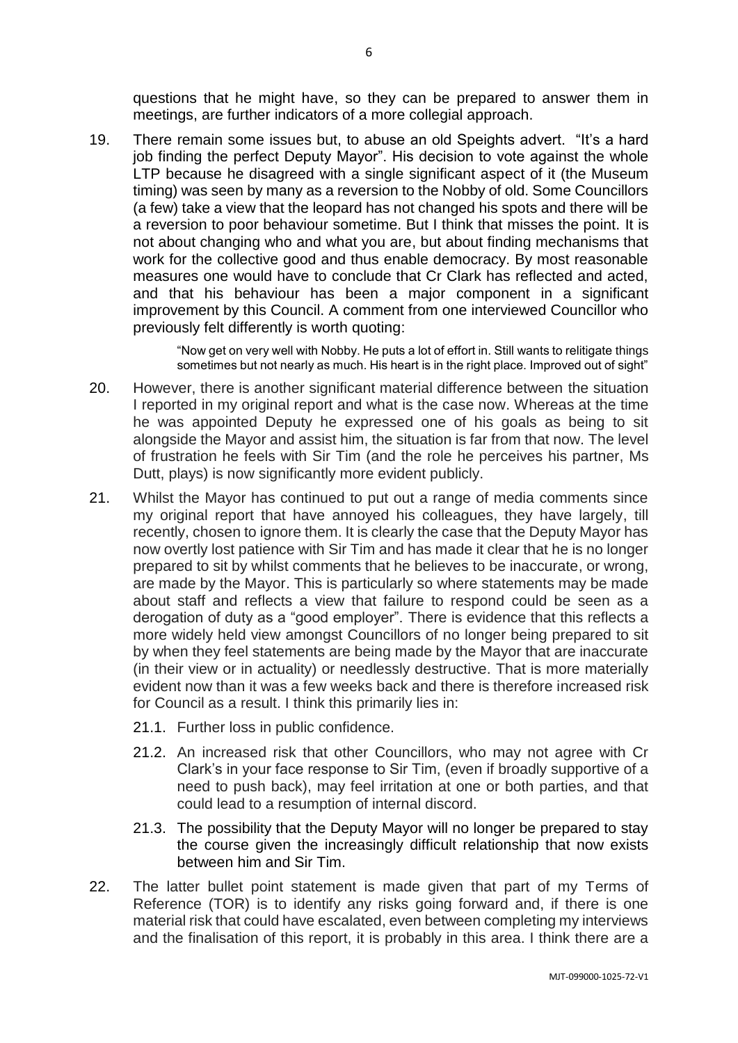questions that he might have, so they can be prepared to answer them in meetings, are further indicators of a more collegial approach.

19. There remain some issues but, to abuse an old Speights advert. "It's a hard job finding the perfect Deputy Mayor". His decision to vote against the whole LTP because he disagreed with a single significant aspect of it (the Museum timing) was seen by many as a reversion to the Nobby of old. Some Councillors (a few) take a view that the leopard has not changed his spots and there will be a reversion to poor behaviour sometime. But I think that misses the point. It is not about changing who and what you are, but about finding mechanisms that work for the collective good and thus enable democracy. By most reasonable measures one would have to conclude that Cr Clark has reflected and acted, and that his behaviour has been a major component in a significant improvement by this Council. A comment from one interviewed Councillor who previously felt differently is worth quoting:

   > "Now get on very well with Nobby. He puts a lot of effort in. Still wants to relitigate things sometimes but not nearly as much. His heart is in the right place. Improved out of sight"

20. However, there is another significant material difference between the situation I reported in my original report and what is the case now. Whereas at the time he was appointed Deputy he expressed one of his goals as being to sit alongside the Mayor and assist him, the situation is far from that now. The level of frustration he feels with Sir Tim (and the role he perceives his partner, Ms Dutt, plays) is now significantly more evident publicly.

21. Whilst the Mayor has continued to put out a range of media comments since my original report that have annoyed his colleagues, they have largely, till recently, chosen to ignore them. It is clearly the case that the Deputy Mayor has now overtly lost patience with Sir Tim and has made it clear that he is no longer prepared to sit by whilst comments that he believes to be inaccurate, or wrong, are made by the Mayor. This is particularly so where statements may be made about staff and reflects a view that failure to respond could be seen as a derogation of duty as a "good employer". There is evidence that this reflects a more widely held view amongst Councillors of no longer being prepared to sit by when they feel statements are being made by the Mayor that are inaccurate (in their view or in actuality) or needlessly destructive. That is more materially evident now than it was a few weeks back and there is therefore increased risk for Council as a result. I think this primarily lies in:

    21.1. Further loss in public confidence.

    21.2. An increased risk that other Councillors, who may not agree with Cr Clark's in your face response to Sir Tim, (even if broadly supportive of a need to push back), may feel irritation at one or both parties, and that could lead to a resumption of internal discord.

    21.3. The possibility that the Deputy Mayor will no longer be prepared to stay the course given the increasingly difficult relationship that now exists between him and Sir Tim.

22. The latter bullet point statement is made given that part of my Terms of Reference (TOR) is to identify any risks going forward and, if there is one material risk that could have escalated, even between completing my interviews and the finalisation of this report, it is probably in this area. I think there are a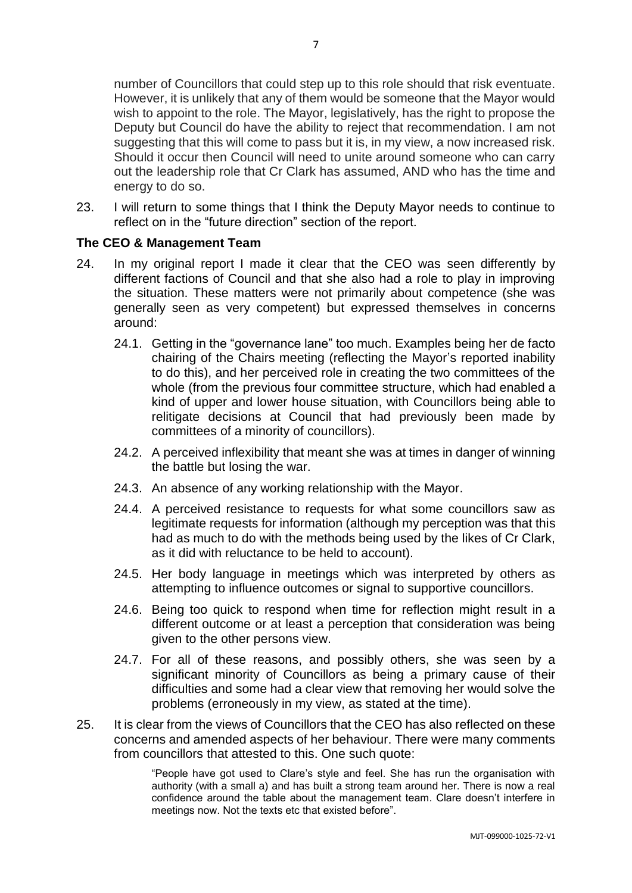number of Councillors that could step up to this role should that risk eventuate. However, it is unlikely that any of them would be someone that the Mayor would wish to appoint to the role. The Mayor, legislatively, has the right to propose the Deputy but Council do have the ability to reject that recommendation. I am not suggesting that this will come to pass but it is, in my view, a now increased risk. Should it occur then Council will need to unite around someone who can carry out the leadership role that Cr Clark has assumed, AND who has the time and energy to do so.

23. I will return to some things that I think the Deputy Mayor needs to continue to reflect on in the "future direction" section of the report.

### The CEO & Management Team

24. In my original report I made it clear that the CEO was seen differently by different factions of Council and that she also had a role to play in improving the situation. These matters were not primarily about competence (she was generally seen as very competent) but expressed themselves in concerns around:

    24.1. Getting in the "governance lane" too much. Examples being her de facto chairing of the Chairs meeting (reflecting the Mayor's reported inability to do this), and her perceived role in creating the two committees of the whole (from the previous four committee structure, which had enabled a kind of upper and lower house situation, with Councillors being able to relitigate decisions at Council that had previously been made by committees of a minority of councillors).

    24.2. A perceived inflexibility that meant she was at times in danger of winning the battle but losing the war.

    24.3. An absence of any working relationship with the Mayor.

    24.4. A perceived resistance to requests for what some councillors saw as legitimate requests for information (although my perception was that this had as much to do with the methods being used by the likes of Cr Clark, as it did with reluctance to be held to account).

    24.5. Her body language in meetings which was interpreted by others as attempting to influence outcomes or signal to supportive councillors.

    24.6. Being too quick to respond when time for reflection might result in a different outcome or at least a perception that consideration was being given to the other persons view.

    24.7. For all of these reasons, and possibly others, she was seen by a significant minority of Councillors as being a primary cause of their difficulties and some had a clear view that removing her would solve the problems (erroneously in my view, as stated at the time).

25. It is clear from the views of Councillors that the CEO has also reflected on these concerns and amended aspects of her behaviour. There were many comments from councillors that attested to this. One such quote:

    > "People have got used to Clare's style and feel. She has run the organisation with authority (with a small a) and has built a strong team around her. There is now a real confidence around the table about the management team. Clare doesn't interfere in meetings now. Not the texts etc that existed before".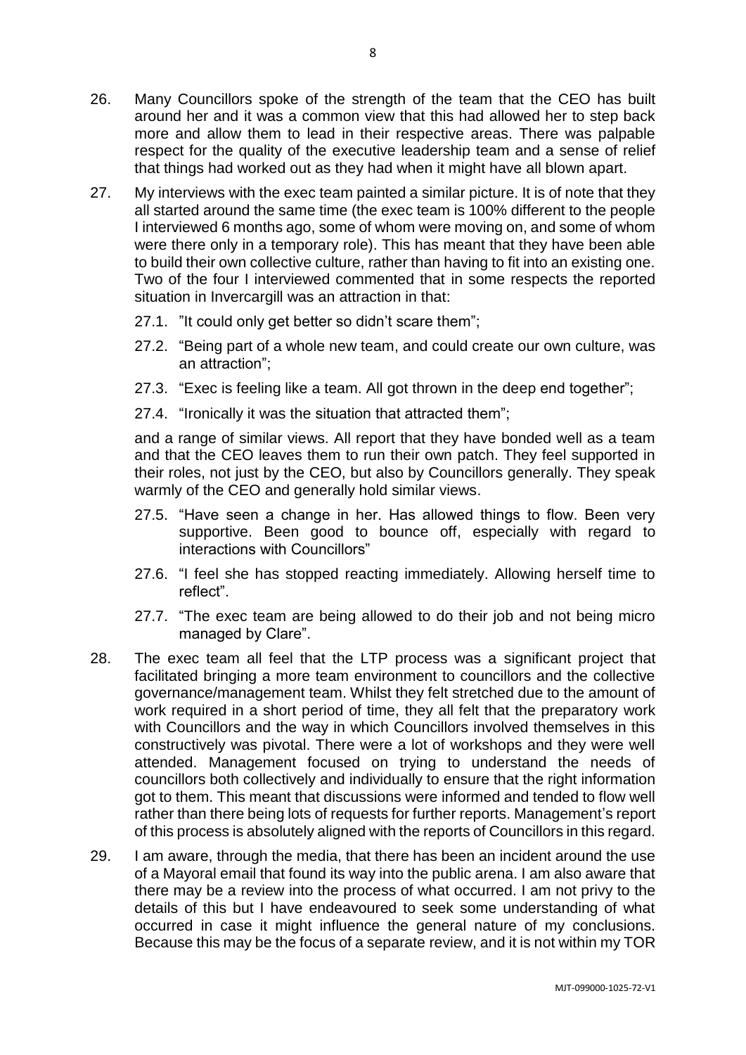26. Many Councillors spoke of the strength of the team that the CEO has built around her and it was a common view that this had allowed her to step back more and allow them to lead in their respective areas. There was palpable respect for the quality of the executive leadership team and a sense of relief that things had worked out as they had when it might have all blown apart.

27. My interviews with the exec team painted a similar picture. It is of note that they all started around the same time (the exec team is 100% different to the people I interviewed 6 months ago, some of whom were moving on, and some of whom were there only in a temporary role). This has meant that they have been able to build their own collective culture, rather than having to fit into an existing one. Two of the four I interviewed commented that in some respects the reported situation in Invercargill was an attraction in that:

    27.1. "It could only get better so didn't scare them";

    27.2. "Being part of a whole new team, and could create our own culture, was an attraction";

    27.3. "Exec is feeling like a team. All got thrown in the deep end together";

    27.4. "Ironically it was the situation that attracted them";

    and a range of similar views. All report that they have bonded well as a team and that the CEO leaves them to run their own patch. They feel supported in their roles, not just by the CEO, but also by Councillors generally. They speak warmly of the CEO and generally hold similar views.

    27.5. "Have seen a change in her. Has allowed things to flow. Been very supportive. Been good to bounce off, especially with regard to interactions with Councillors"

    27.6. "I feel she has stopped reacting immediately. Allowing herself time to reflect".

    27.7. "The exec team are being allowed to do their job and not being micro managed by Clare".

28. The exec team all feel that the LTP process was a significant project that facilitated bringing a more team environment to councillors and the collective governance/management team. Whilst they felt stretched due to the amount of work required in a short period of time, they all felt that the preparatory work with Councillors and the way in which Councillors involved themselves in this constructively was pivotal. There were a lot of workshops and they were well attended. Management focused on trying to understand the needs of councillors both collectively and individually to ensure that the right information got to them. This meant that discussions were informed and tended to flow well rather than there being lots of requests for further reports. Management's report of this process is absolutely aligned with the reports of Councillors in this regard.

29. I am aware, through the media, that there has been an incident around the use of a Mayoral email that found its way into the public arena. I am also aware that there may be a review into the process of what occurred. I am not privy to the details of this but I have endeavoured to seek some understanding of what occurred in case it might influence the general nature of my conclusions. Because this may be the focus of a separate review, and it is not within my TOR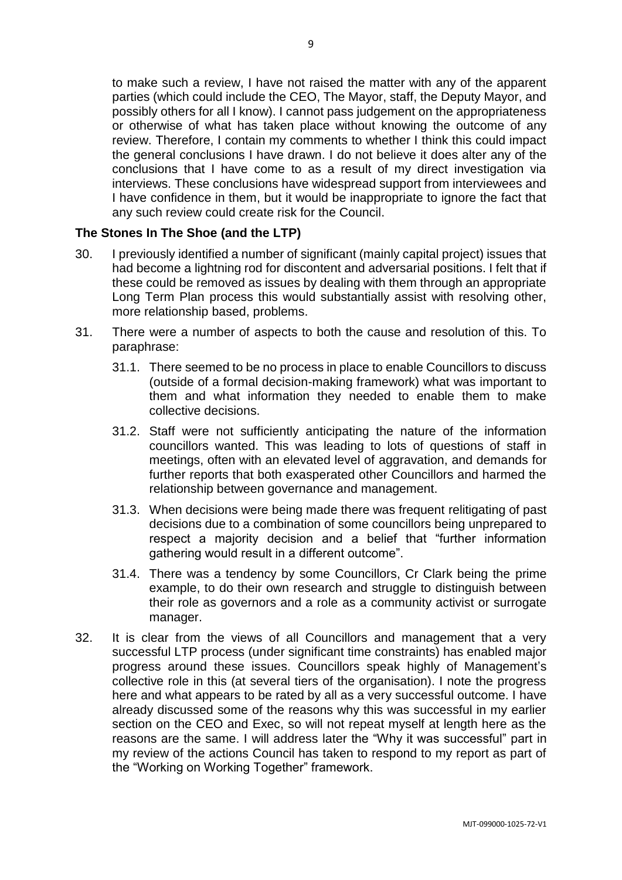to make such a review, I have not raised the matter with any of the apparent parties (which could include the CEO, The Mayor, staff, the Deputy Mayor, and possibly others for all I know). I cannot pass judgement on the appropriateness or otherwise of what has taken place without knowing the outcome of any review. Therefore, I contain my comments to whether I think this could impact the general conclusions I have drawn. I do not believe it does alter any of the conclusions that I have come to as a result of my direct investigation via interviews. These conclusions have widespread support from interviewees and I have confidence in them, but it would be inappropriate to ignore the fact that any such review could create risk for the Council.

**The Stones In The Shoe (and the LTP)**

30. I previously identified a number of significant (mainly capital project) issues that had become a lightning rod for discontent and adversarial positions. I felt that if these could be removed as issues by dealing with them through an appropriate Long Term Plan process this would substantially assist with resolving other, more relationship based, problems.

31. There were a number of aspects to both the cause and resolution of this. To paraphrase:

    31.1. There seemed to be no process in place to enable Councillors to discuss (outside of a formal decision-making framework) what was important to them and what information they needed to enable them to make collective decisions.

    31.2. Staff were not sufficiently anticipating the nature of the information councillors wanted. This was leading to lots of questions of staff in meetings, often with an elevated level of aggravation, and demands for further reports that both exasperated other Councillors and harmed the relationship between governance and management.

    31.3. When decisions were being made there was frequent relitigating of past decisions due to a combination of some councillors being unprepared to respect a majority decision and a belief that "further information gathering would result in a different outcome".

    31.4. There was a tendency by some Councillors, Cr Clark being the prime example, to do their own research and struggle to distinguish between their role as governors and a role as a community activist or surrogate manager.

32. It is clear from the views of all Councillors and management that a very successful LTP process (under significant time constraints) has enabled major progress around these issues. Councillors speak highly of Management's collective role in this (at several tiers of the organisation). I note the progress here and what appears to be rated by all as a very successful outcome. I have already discussed some of the reasons why this was successful in my earlier section on the CEO and Exec, so will not repeat myself at length here as the reasons are the same. I will address later the "Why it was successful" part in my review of the actions Council has taken to respond to my report as part of the "Working on Working Together" framework.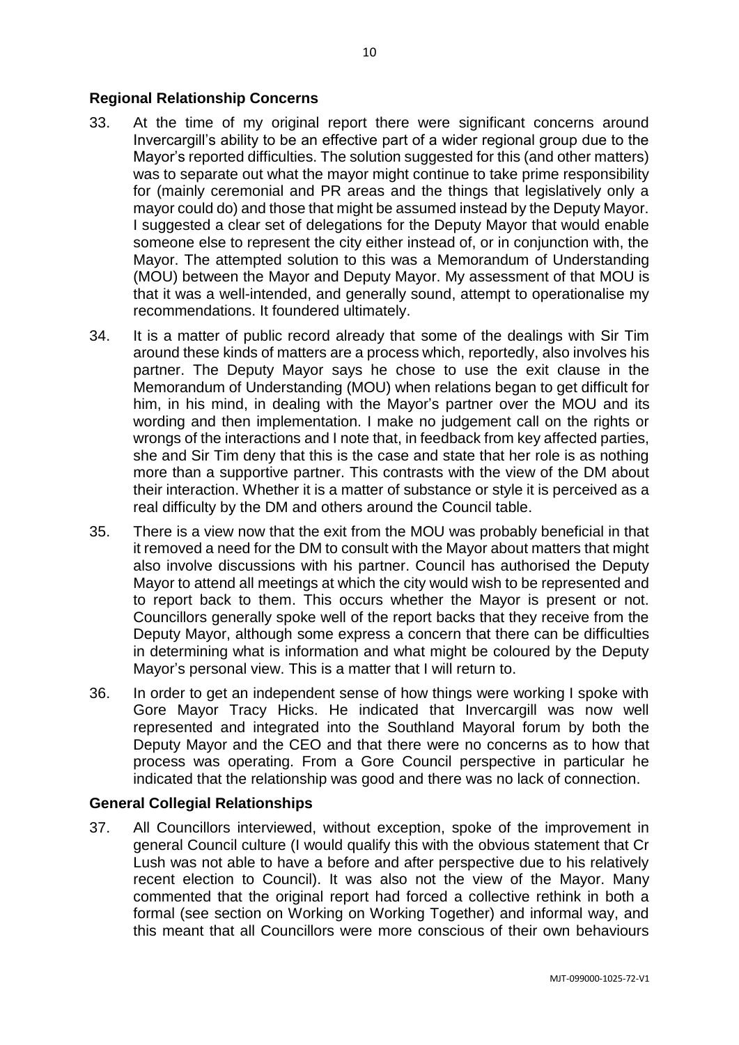## Regional Relationship Concerns

33. At the time of my original report there were significant concerns around Invercargill's ability to be an effective part of a wider regional group due to the Mayor's reported difficulties. The solution suggested for this (and other matters) was to separate out what the mayor might continue to take prime responsibility for (mainly ceremonial and PR areas and the things that legislatively only a mayor could do) and those that might be assumed instead by the Deputy Mayor. I suggested a clear set of delegations for the Deputy Mayor that would enable someone else to represent the city either instead of, or in conjunction with, the Mayor. The attempted solution to this was a Memorandum of Understanding (MOU) between the Mayor and Deputy Mayor. My assessment of that MOU is that it was a well-intended, and generally sound, attempt to operationalise my recommendations. It foundered ultimately.

34. It is a matter of public record already that some of the dealings with Sir Tim around these kinds of matters are a process which, reportedly, also involves his partner. The Deputy Mayor says he chose to use the exit clause in the Memorandum of Understanding (MOU) when relations began to get difficult for him, in his mind, in dealing with the Mayor's partner over the MOU and its wording and then implementation. I make no judgement call on the rights or wrongs of the interactions and I note that, in feedback from key affected parties, she and Sir Tim deny that this is the case and state that her role is as nothing more than a supportive partner. This contrasts with the view of the DM about their interaction. Whether it is a matter of substance or style it is perceived as a real difficulty by the DM and others around the Council table.

35. There is a view now that the exit from the MOU was probably beneficial in that it removed a need for the DM to consult with the Mayor about matters that might also involve discussions with his partner. Council has authorised the Deputy Mayor to attend all meetings at which the city would wish to be represented and to report back to them. This occurs whether the Mayor is present or not. Councillors generally spoke well of the report backs that they receive from the Deputy Mayor, although some express a concern that there can be difficulties in determining what is information and what might be coloured by the Deputy Mayor's personal view. This is a matter that I will return to.

36. In order to get an independent sense of how things were working I spoke with Gore Mayor Tracy Hicks. He indicated that Invercargill was now well represented and integrated into the Southland Mayoral forum by both the Deputy Mayor and the CEO and that there were no concerns as to how that process was operating. From a Gore Council perspective in particular he indicated that the relationship was good and there was no lack of connection.

## General Collegial Relationships

37. All Councillors interviewed, without exception, spoke of the improvement in general Council culture (I would qualify this with the obvious statement that Cr Lush was not able to have a before and after perspective due to his relatively recent election to Council). It was also not the view of the Mayor. Many commented that the original report had forced a collective rethink in both a formal (see section on Working on Working Together) and informal way, and this meant that all Councillors were more conscious of their own behaviours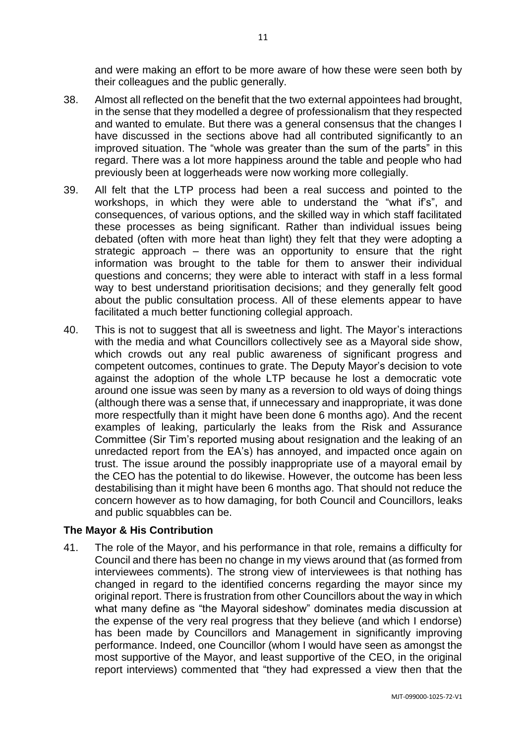and were making an effort to be more aware of how these were seen both by their colleagues and the public generally.

38. Almost all reflected on the benefit that the two external appointees had brought, in the sense that they modelled a degree of professionalism that they respected and wanted to emulate. But there was a general consensus that the changes I have discussed in the sections above had all contributed significantly to an improved situation. The "whole was greater than the sum of the parts" in this regard. There was a lot more happiness around the table and people who had previously been at loggerheads were now working more collegially.

39. All felt that the LTP process had been a real success and pointed to the workshops, in which they were able to understand the "what if's", and consequences, of various options, and the skilled way in which staff facilitated these processes as being significant. Rather than individual issues being debated (often with more heat than light) they felt that they were adopting a strategic approach – there was an opportunity to ensure that the right information was brought to the table for them to answer their individual questions and concerns; they were able to interact with staff in a less formal way to best understand prioritisation decisions; and they generally felt good about the public consultation process. All of these elements appear to have facilitated a much better functioning collegial approach.

40. This is not to suggest that all is sweetness and light. The Mayor's interactions with the media and what Councillors collectively see as a Mayoral side show, which crowds out any real public awareness of significant progress and competent outcomes, continues to grate. The Deputy Mayor's decision to vote against the adoption of the whole LTP because he lost a democratic vote around one issue was seen by many as a reversion to old ways of doing things (although there was a sense that, if unnecessary and inappropriate, it was done more respectfully than it might have been done 6 months ago). And the recent examples of leaking, particularly the leaks from the Risk and Assurance Committee (Sir Tim's reported musing about resignation and the leaking of an unredacted report from the EA's) has annoyed, and impacted once again on trust. The issue around the possibly inappropriate use of a mayoral email by the CEO has the potential to do likewise. However, the outcome has been less destabilising than it might have been 6 months ago. That should not reduce the concern however as to how damaging, for both Council and Councillors, leaks and public squabbles can be.

## The Mayor & His Contribution

41. The role of the Mayor, and his performance in that role, remains a difficulty for Council and there has been no change in my views around that (as formed from interviewees comments). The strong view of interviewees is that nothing has changed in regard to the identified concerns regarding the mayor since my original report. There is frustration from other Councillors about the way in which what many define as "the Mayoral sideshow" dominates media discussion at the expense of the very real progress that they believe (and which I endorse) has been made by Councillors and Management in significantly improving performance. Indeed, one Councillor (whom I would have seen as amongst the most supportive of the Mayor, and least supportive of the CEO, in the original report interviews) commented that "they had expressed a view then that the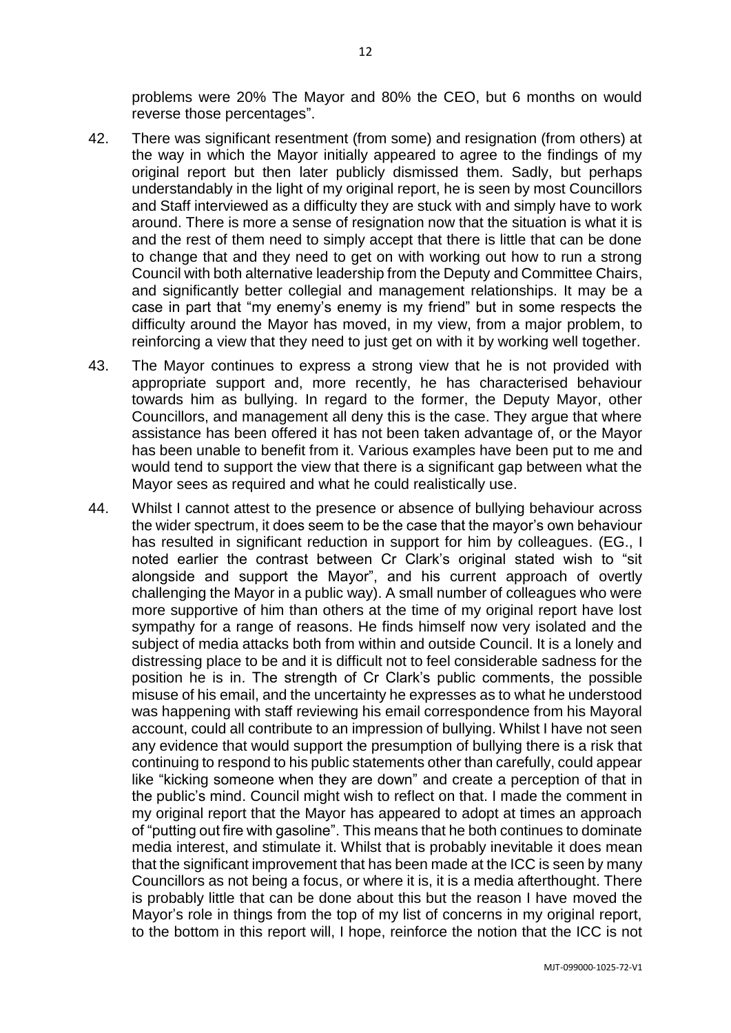problems were 20% The Mayor and 80% the CEO, but 6 months on would reverse those percentages".

42. There was significant resentment (from some) and resignation (from others) at the way in which the Mayor initially appeared to agree to the findings of my original report but then later publicly dismissed them. Sadly, but perhaps understandably in the light of my original report, he is seen by most Councillors and Staff interviewed as a difficulty they are stuck with and simply have to work around. There is more a sense of resignation now that the situation is what it is and the rest of them need to simply accept that there is little that can be done to change that and they need to get on with working out how to run a strong Council with both alternative leadership from the Deputy and Committee Chairs, and significantly better collegial and management relationships. It may be a case in part that "my enemy's enemy is my friend" but in some respects the difficulty around the Mayor has moved, in my view, from a major problem, to reinforcing a view that they need to just get on with it by working well together.

43. The Mayor continues to express a strong view that he is not provided with appropriate support and, more recently, he has characterised behaviour towards him as bullying. In regard to the former, the Deputy Mayor, other Councillors, and management all deny this is the case. They argue that where assistance has been offered it has not been taken advantage of, or the Mayor has been unable to benefit from it. Various examples have been put to me and would tend to support the view that there is a significant gap between what the Mayor sees as required and what he could realistically use.

44. Whilst I cannot attest to the presence or absence of bullying behaviour across the wider spectrum, it does seem to be the case that the mayor's own behaviour has resulted in significant reduction in support for him by colleagues. (EG., I noted earlier the contrast between Cr Clark's original stated wish to "sit alongside and support the Mayor", and his current approach of overtly challenging the Mayor in a public way). A small number of colleagues who were more supportive of him than others at the time of my original report have lost sympathy for a range of reasons. He finds himself now very isolated and the subject of media attacks both from within and outside Council. It is a lonely and distressing place to be and it is difficult not to feel considerable sadness for the position he is in. The strength of Cr Clark's public comments, the possible misuse of his email, and the uncertainty he expresses as to what he understood was happening with staff reviewing his email correspondence from his Mayoral account, could all contribute to an impression of bullying. Whilst I have not seen any evidence that would support the presumption of bullying there is a risk that continuing to respond to his public statements other than carefully, could appear like "kicking someone when they are down" and create a perception of that in the public's mind. Council might wish to reflect on that. I made the comment in my original report that the Mayor has appeared to adopt at times an approach of "putting out fire with gasoline". This means that he both continues to dominate media interest, and stimulate it. Whilst that is probably inevitable it does mean that the significant improvement that has been made at the ICC is seen by many Councillors as not being a focus, or where it is, it is a media afterthought. There is probably little that can be done about this but the reason I have moved the Mayor's role in things from the top of my list of concerns in my original report, to the bottom in this report will, I hope, reinforce the notion that the ICC is not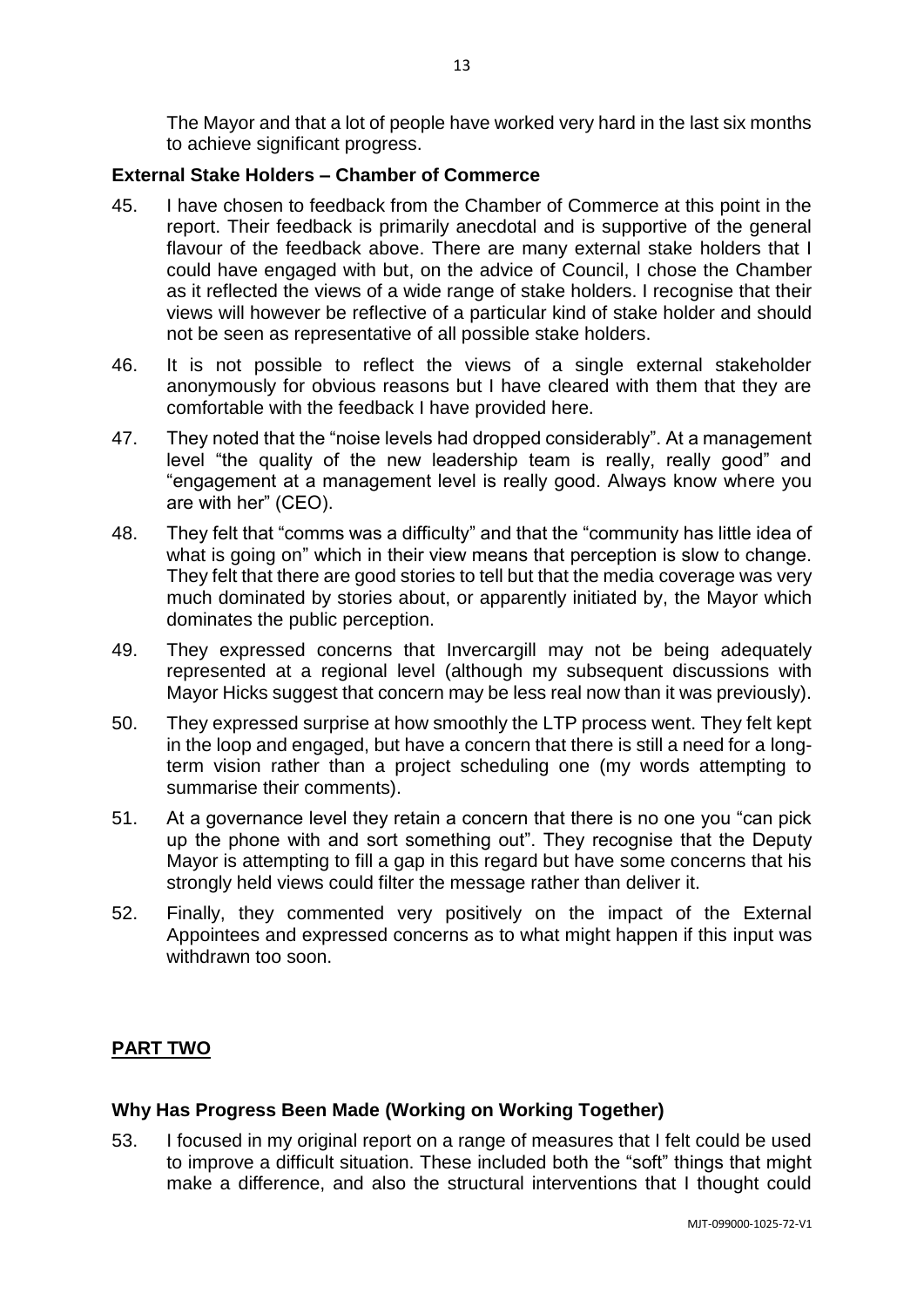The Mayor and that a lot of people have worked very hard in the last six months to achieve significant progress.

### External Stake Holders – Chamber of Commerce

45. I have chosen to feedback from the Chamber of Commerce at this point in the report. Their feedback is primarily anecdotal and is supportive of the general flavour of the feedback above. There are many external stake holders that I could have engaged with but, on the advice of Council, I chose the Chamber as it reflected the views of a wide range of stake holders. I recognise that their views will however be reflective of a particular kind of stake holder and should not be seen as representative of all possible stake holders.

46. It is not possible to reflect the views of a single external stakeholder anonymously for obvious reasons but I have cleared with them that they are comfortable with the feedback I have provided here.

47. They noted that the "noise levels had dropped considerably". At a management level "the quality of the new leadership team is really, really good" and "engagement at a management level is really good. Always know where you are with her" (CEO).

48. They felt that "comms was a difficulty" and that the "community has little idea of what is going on" which in their view means that perception is slow to change. They felt that there are good stories to tell but that the media coverage was very much dominated by stories about, or apparently initiated by, the Mayor which dominates the public perception.

49. They expressed concerns that Invercargill may not be being adequately represented at a regional level (although my subsequent discussions with Mayor Hicks suggest that concern may be less real now than it was previously).

50. They expressed surprise at how smoothly the LTP process went. They felt kept in the loop and engaged, but have a concern that there is still a need for a long-term vision rather than a project scheduling one (my words attempting to summarise their comments).

51. At a governance level they retain a concern that there is no one you "can pick up the phone with and sort something out". They recognise that the Deputy Mayor is attempting to fill a gap in this regard but have some concerns that his strongly held views could filter the message rather than deliver it.

52. Finally, they commented very positively on the impact of the External Appointees and expressed concerns as to what might happen if this input was withdrawn too soon.

## PART TWO

### Why Has Progress Been Made (Working on Working Together)

53. I focused in my original report on a range of measures that I felt could be used to improve a difficult situation. These included both the "soft" things that might make a difference, and also the structural interventions that I thought could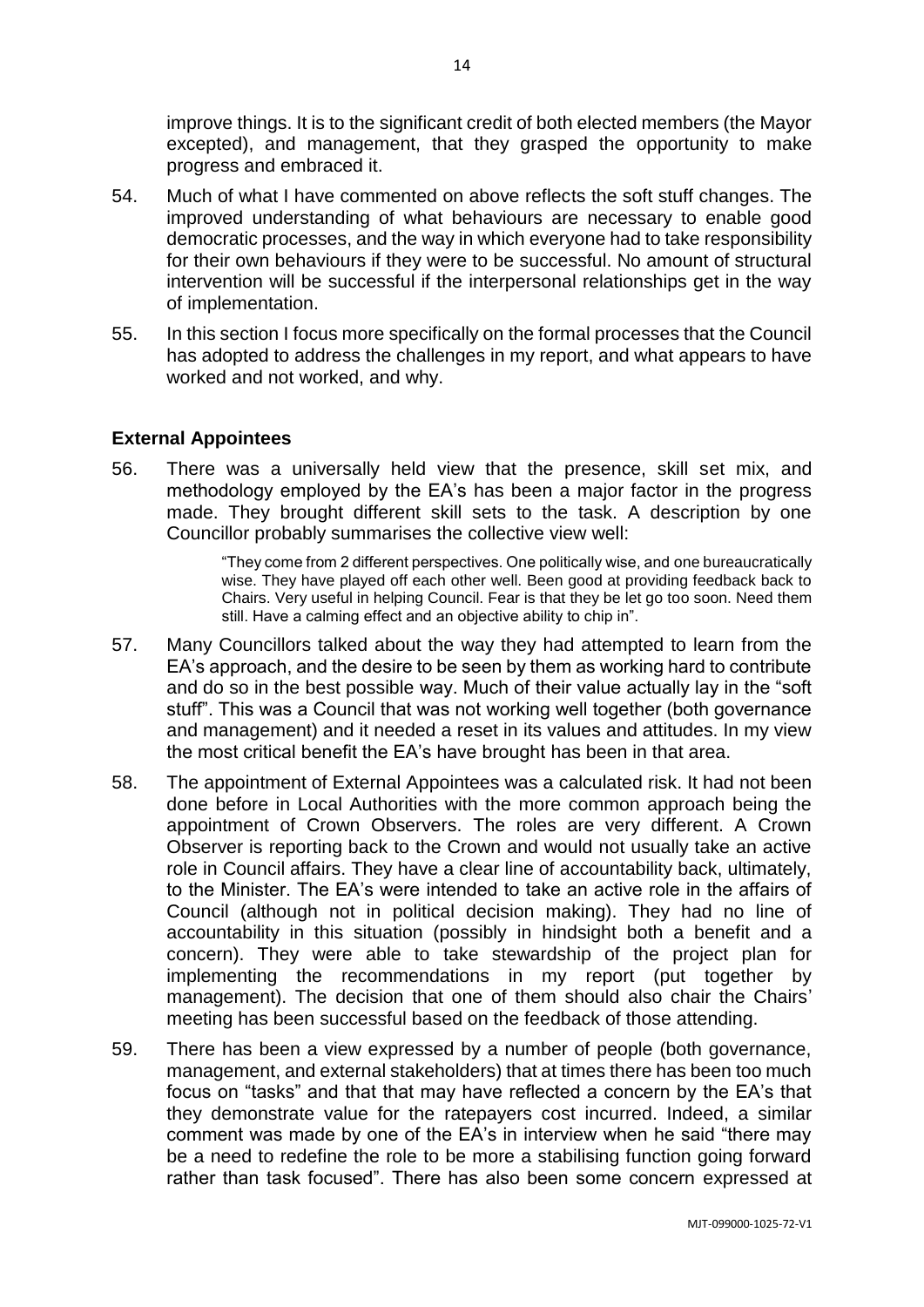improve things. It is to the significant credit of both elected members (the Mayor excepted), and management, that they grasped the opportunity to make progress and embraced it.

54. Much of what I have commented on above reflects the soft stuff changes. The improved understanding of what behaviours are necessary to enable good democratic processes, and the way in which everyone had to take responsibility for their own behaviours if they were to be successful. No amount of structural intervention will be successful if the interpersonal relationships get in the way of implementation.

55. In this section I focus more specifically on the formal processes that the Council has adopted to address the challenges in my report, and what appears to have worked and not worked, and why.

## External Appointees

56. There was a universally held view that the presence, skill set mix, and methodology employed by the EA's has been a major factor in the progress made. They brought different skill sets to the task. A description by one Councillor probably summarises the collective view well:

> "They come from 2 different perspectives. One politically wise, and one bureaucratically wise. They have played off each other well. Been good at providing feedback back to Chairs. Very useful in helping Council. Fear is that they be let go too soon. Need them still. Have a calming effect and an objective ability to chip in".

57. Many Councillors talked about the way they had attempted to learn from the EA's approach, and the desire to be seen by them as working hard to contribute and do so in the best possible way. Much of their value actually lay in the "soft stuff". This was a Council that was not working well together (both governance and management) and it needed a reset in its values and attitudes. In my view the most critical benefit the EA's have brought has been in that area.

58. The appointment of External Appointees was a calculated risk. It had not been done before in Local Authorities with the more common approach being the appointment of Crown Observers. The roles are very different. A Crown Observer is reporting back to the Crown and would not usually take an active role in Council affairs. They have a clear line of accountability back, ultimately, to the Minister. The EA's were intended to take an active role in the affairs of Council (although not in political decision making). They had no line of accountability in this situation (possibly in hindsight both a benefit and a concern). They were able to take stewardship of the project plan for implementing the recommendations in my report (put together by management). The decision that one of them should also chair the Chairs' meeting has been successful based on the feedback of those attending.

59. There has been a view expressed by a number of people (both governance, management, and external stakeholders) that at times there has been too much focus on "tasks" and that that may have reflected a concern by the EA's that they demonstrate value for the ratepayers cost incurred. Indeed, a similar comment was made by one of the EA's in interview when he said "there may be a need to redefine the role to be more a stabilising function going forward rather than task focused". There has also been some concern expressed at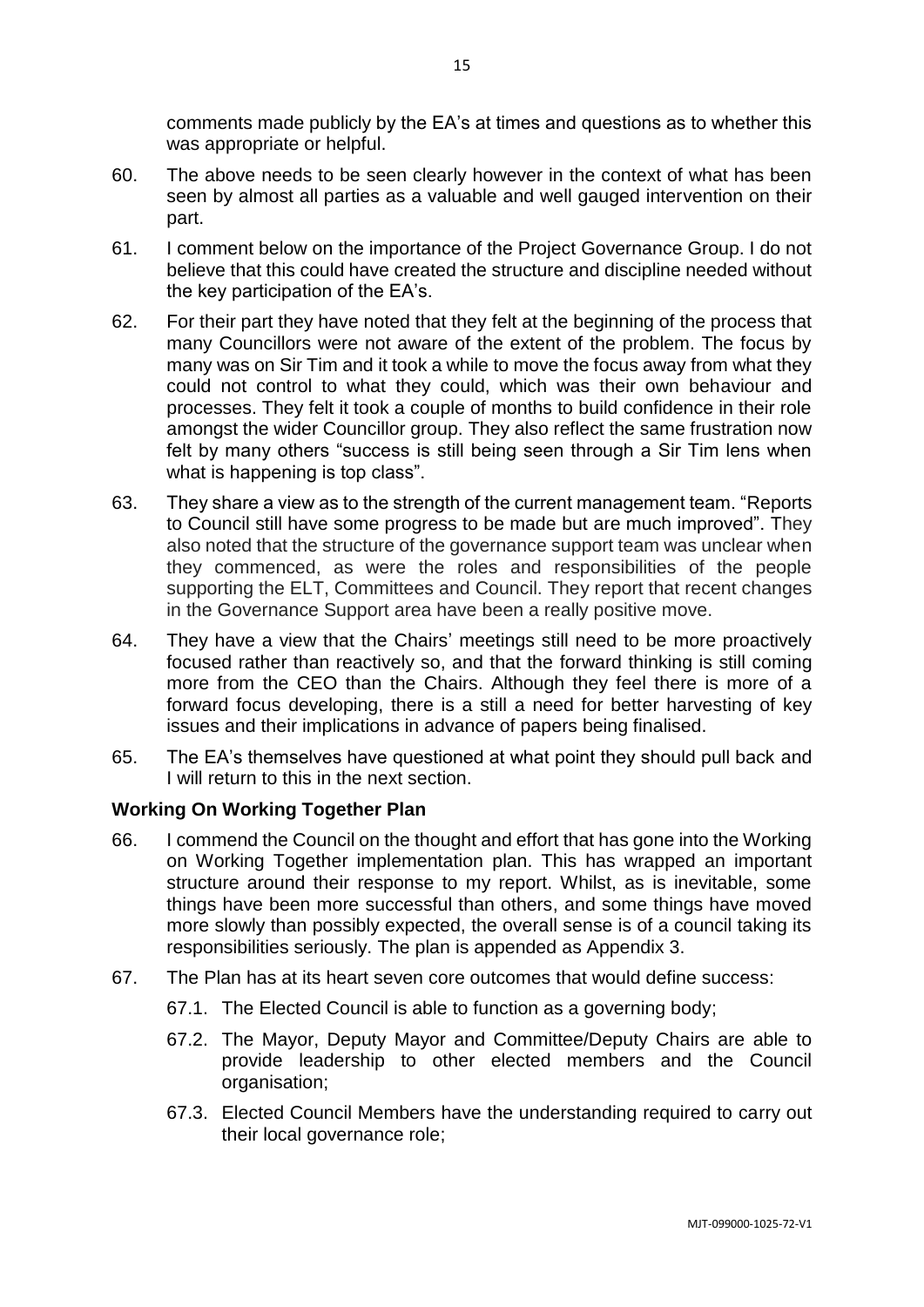comments made publicly by the EA's at times and questions as to whether this was appropriate or helpful.

60. The above needs to be seen clearly however in the context of what has been seen by almost all parties as a valuable and well gauged intervention on their part.

61. I comment below on the importance of the Project Governance Group. I do not believe that this could have created the structure and discipline needed without the key participation of the EA's.

62. For their part they have noted that they felt at the beginning of the process that many Councillors were not aware of the extent of the problem. The focus by many was on Sir Tim and it took a while to move the focus away from what they could not control to what they could, which was their own behaviour and processes. They felt it took a couple of months to build confidence in their role amongst the wider Councillor group. They also reflect the same frustration now felt by many others "success is still being seen through a Sir Tim lens when what is happening is top class".

63. They share a view as to the strength of the current management team. "Reports to Council still have some progress to be made but are much improved". They also noted that the structure of the governance support team was unclear when they commenced, as were the roles and responsibilities of the people supporting the ELT, Committees and Council. They report that recent changes in the Governance Support area have been a really positive move.

64. They have a view that the Chairs' meetings still need to be more proactively focused rather than reactively so, and that the forward thinking is still coming more from the CEO than the Chairs. Although they feel there is more of a forward focus developing, there is a still a need for better harvesting of key issues and their implications in advance of papers being finalised.

65. The EA's themselves have questioned at what point they should pull back and I will return to this in the next section.

### Working On Working Together Plan

66. I commend the Council on the thought and effort that has gone into the Working on Working Together implementation plan. This has wrapped an important structure around their response to my report. Whilst, as is inevitable, some things have been more successful than others, and some things have moved more slowly than possibly expected, the overall sense is of a council taking its responsibilities seriously. The plan is appended as Appendix 3.

67. The Plan has at its heart seven core outcomes that would define success:

    67.1. The Elected Council is able to function as a governing body;

    67.2. The Mayor, Deputy Mayor and Committee/Deputy Chairs are able to provide leadership to other elected members and the Council organisation;

    67.3. Elected Council Members have the understanding required to carry out their local governance role;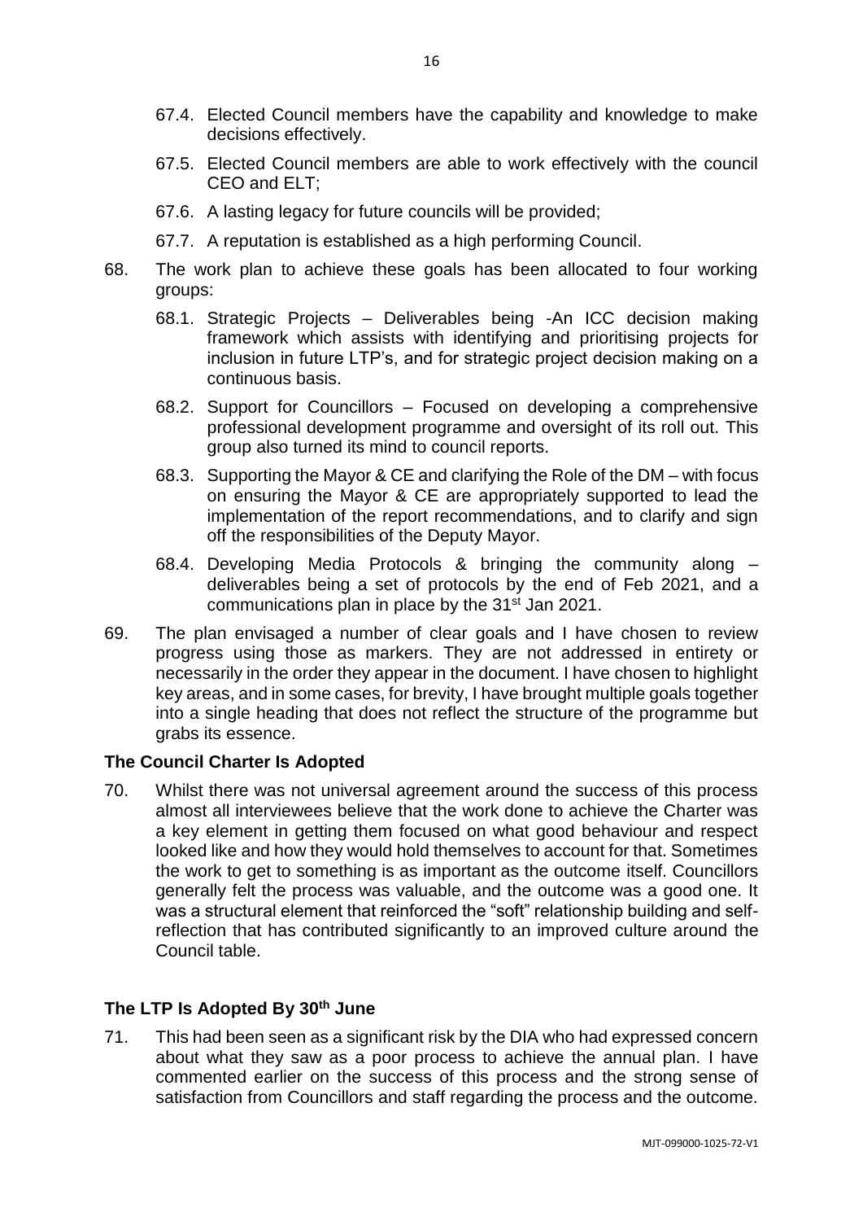67.4. Elected Council members have the capability and knowledge to make decisions effectively.

67.5. Elected Council members are able to work effectively with the council CEO and ELT;

67.6. A lasting legacy for future councils will be provided;

67.7. A reputation is established as a high performing Council.

68. The work plan to achieve these goals has been allocated to four working groups:

    68.1. Strategic Projects – Deliverables being -An ICC decision making framework which assists with identifying and prioritising projects for inclusion in future LTP's, and for strategic project decision making on a continuous basis.

    68.2. Support for Councillors – Focused on developing a comprehensive professional development programme and oversight of its roll out. This group also turned its mind to council reports.

    68.3. Supporting the Mayor & CE and clarifying the Role of the DM – with focus on ensuring the Mayor & CE are appropriately supported to lead the implementation of the report recommendations, and to clarify and sign off the responsibilities of the Deputy Mayor.

    68.4. Developing Media Protocols & bringing the community along – deliverables being a set of protocols by the end of Feb 2021, and a communications plan in place by the 31st Jan 2021.

69. The plan envisaged a number of clear goals and I have chosen to review progress using those as markers. They are not addressed in entirety or necessarily in the order they appear in the document. I have chosen to highlight key areas, and in some cases, for brevity, I have brought multiple goals together into a single heading that does not reflect the structure of the programme but grabs its essence.

### The Council Charter Is Adopted

70. Whilst there was not universal agreement around the success of this process almost all interviewees believe that the work done to achieve the Charter was a key element in getting them focused on what good behaviour and respect looked like and how they would hold themselves to account for that. Sometimes the work to get to something is as important as the outcome itself. Councillors generally felt the process was valuable, and the outcome was a good one. It was a structural element that reinforced the "soft" relationship building and self-reflection that has contributed significantly to an improved culture around the Council table.

### The LTP Is Adopted By 30th June

71. This had been seen as a significant risk by the DIA who had expressed concern about what they saw as a poor process to achieve the annual plan. I have commented earlier on the success of this process and the strong sense of satisfaction from Councillors and staff regarding the process and the outcome.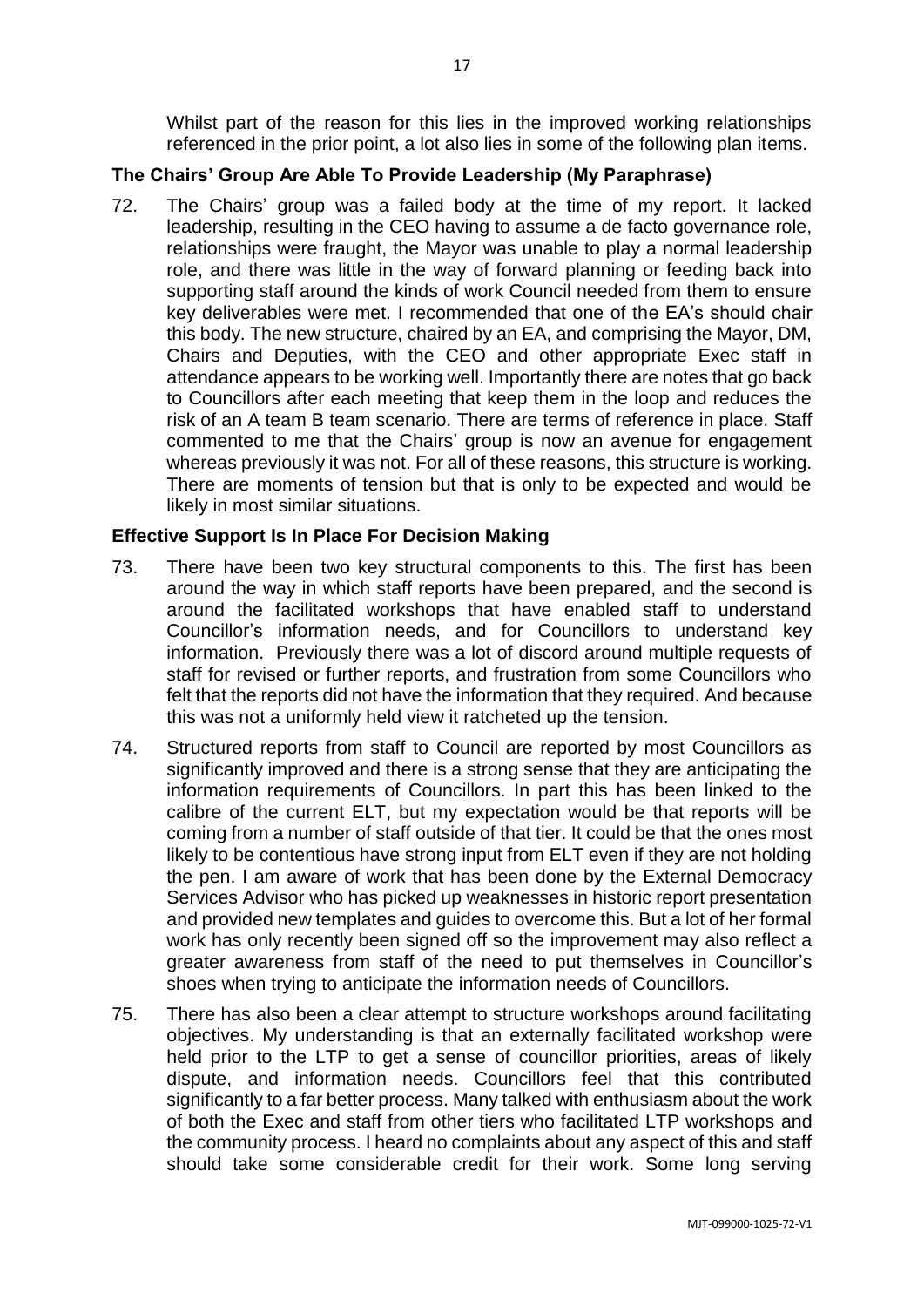Whilst part of the reason for this lies in the improved working relationships referenced in the prior point, a lot also lies in some of the following plan items.

### The Chairs' Group Are Able To Provide Leadership (My Paraphrase)

72. The Chairs' group was a failed body at the time of my report. It lacked leadership, resulting in the CEO having to assume a de facto governance role, relationships were fraught, the Mayor was unable to play a normal leadership role, and there was little in the way of forward planning or feeding back into supporting staff around the kinds of work Council needed from them to ensure key deliverables were met. I recommended that one of the EA's should chair this body. The new structure, chaired by an EA, and comprising the Mayor, DM, Chairs and Deputies, with the CEO and other appropriate Exec staff in attendance appears to be working well. Importantly there are notes that go back to Councillors after each meeting that keep them in the loop and reduces the risk of an A team B team scenario. There are terms of reference in place. Staff commented to me that the Chairs' group is now an avenue for engagement whereas previously it was not. For all of these reasons, this structure is working. There are moments of tension but that is only to be expected and would be likely in most similar situations.

### Effective Support Is In Place For Decision Making

73. There have been two key structural components to this. The first has been around the way in which staff reports have been prepared, and the second is around the facilitated workshops that have enabled staff to understand Councillor's information needs, and for Councillors to understand key information. Previously there was a lot of discord around multiple requests of staff for revised or further reports, and frustration from some Councillors who felt that the reports did not have the information that they required. And because this was not a uniformly held view it ratcheted up the tension.

74. Structured reports from staff to Council are reported by most Councillors as significantly improved and there is a strong sense that they are anticipating the information requirements of Councillors. In part this has been linked to the calibre of the current ELT, but my expectation would be that reports will be coming from a number of staff outside of that tier. It could be that the ones most likely to be contentious have strong input from ELT even if they are not holding the pen. I am aware of work that has been done by the External Democracy Services Advisor who has picked up weaknesses in historic report presentation and provided new templates and guides to overcome this. But a lot of her formal work has only recently been signed off so the improvement may also reflect a greater awareness from staff of the need to put themselves in Councillor's shoes when trying to anticipate the information needs of Councillors.

75. There has also been a clear attempt to structure workshops around facilitating objectives. My understanding is that an externally facilitated workshop were held prior to the LTP to get a sense of councillor priorities, areas of likely dispute, and information needs. Councillors feel that this contributed significantly to a far better process. Many talked with enthusiasm about the work of both the Exec and staff from other tiers who facilitated LTP workshops and the community process. I heard no complaints about any aspect of this and staff should take some considerable credit for their work. Some long serving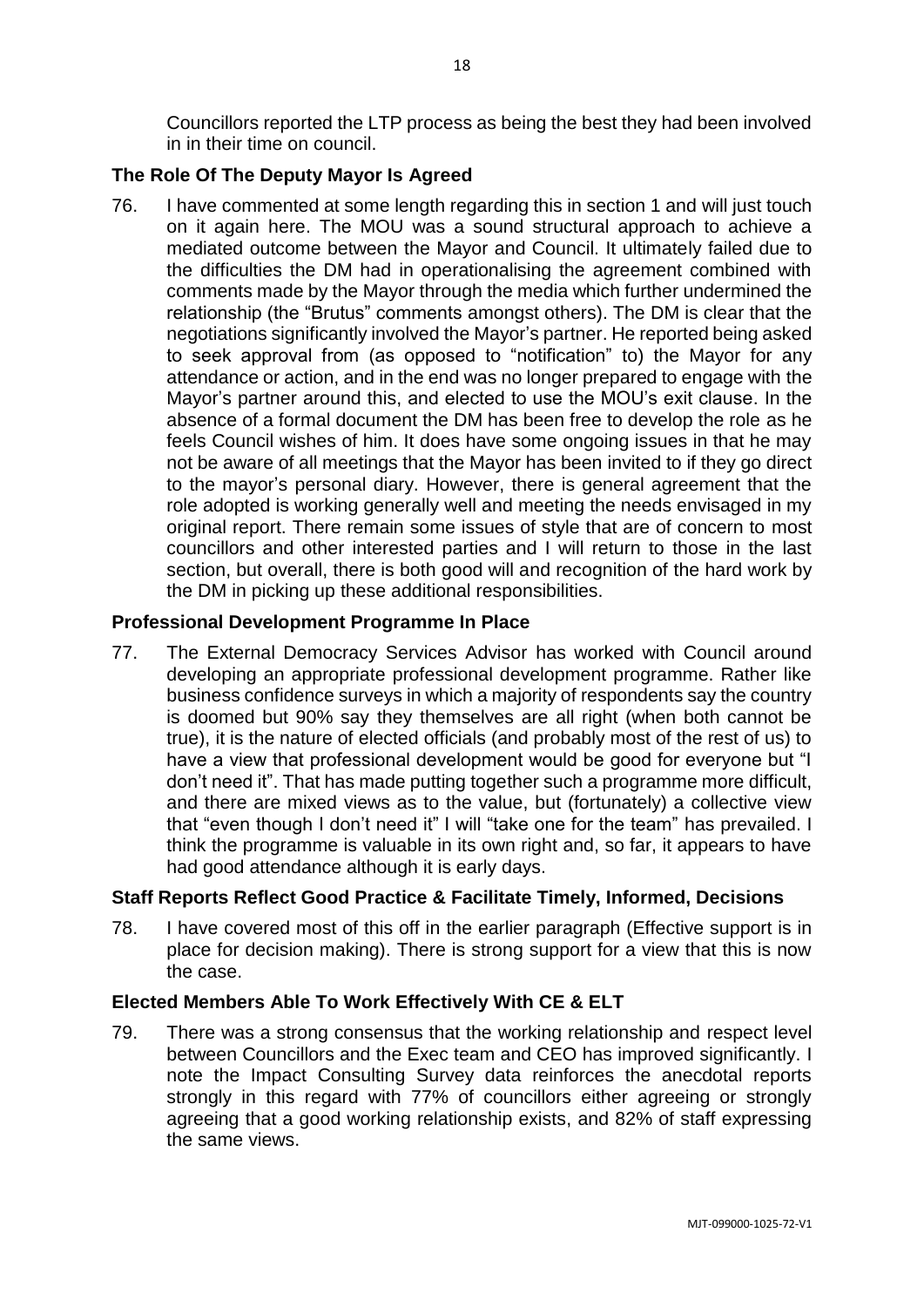Councillors reported the LTP process as being the best they had been involved in in their time on council.

### The Role Of The Deputy Mayor Is Agreed

76. I have commented at some length regarding this in section 1 and will just touch on it again here. The MOU was a sound structural approach to achieve a mediated outcome between the Mayor and Council. It ultimately failed due to the difficulties the DM had in operationalising the agreement combined with comments made by the Mayor through the media which further undermined the relationship (the "Brutus" comments amongst others). The DM is clear that the negotiations significantly involved the Mayor's partner. He reported being asked to seek approval from (as opposed to "notification" to) the Mayor for any attendance or action, and in the end was no longer prepared to engage with the Mayor's partner around this, and elected to use the MOU's exit clause. In the absence of a formal document the DM has been free to develop the role as he feels Council wishes of him. It does have some ongoing issues in that he may not be aware of all meetings that the Mayor has been invited to if they go direct to the mayor's personal diary. However, there is general agreement that the role adopted is working generally well and meeting the needs envisaged in my original report. There remain some issues of style that are of concern to most councillors and other interested parties and I will return to those in the last section, but overall, there is both good will and recognition of the hard work by the DM in picking up these additional responsibilities.

### Professional Development Programme In Place

77. The External Democracy Services Advisor has worked with Council around developing an appropriate professional development programme. Rather like business confidence surveys in which a majority of respondents say the country is doomed but 90% say they themselves are all right (when both cannot be true), it is the nature of elected officials (and probably most of the rest of us) to have a view that professional development would be good for everyone but "I don't need it". That has made putting together such a programme more difficult, and there are mixed views as to the value, but (fortunately) a collective view that "even though I don't need it" I will "take one for the team" has prevailed. I think the programme is valuable in its own right and, so far, it appears to have had good attendance although it is early days.

### Staff Reports Reflect Good Practice & Facilitate Timely, Informed, Decisions

78. I have covered most of this off in the earlier paragraph (Effective support is in place for decision making). There is strong support for a view that this is now the case.

### Elected Members Able To Work Effectively With CE & ELT

79. There was a strong consensus that the working relationship and respect level between Councillors and the Exec team and CEO has improved significantly. I note the Impact Consulting Survey data reinforces the anecdotal reports strongly in this regard with 77% of councillors either agreeing or strongly agreeing that a good working relationship exists, and 82% of staff expressing the same views.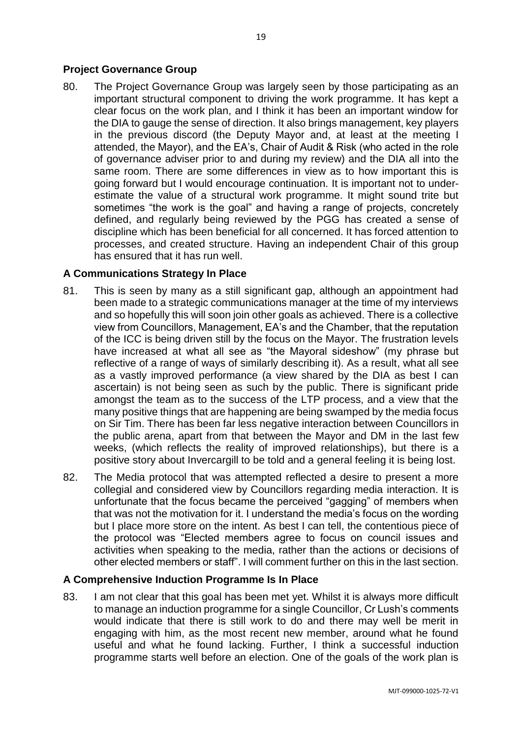### Project Governance Group

80. The Project Governance Group was largely seen by those participating as an important structural component to driving the work programme. It has kept a clear focus on the work plan, and I think it has been an important window for the DIA to gauge the sense of direction. It also brings management, key players in the previous discord (the Deputy Mayor and, at least at the meeting I attended, the Mayor), and the EA's, Chair of Audit & Risk (who acted in the role of governance adviser prior to and during my review) and the DIA all into the same room. There are some differences in view as to how important this is going forward but I would encourage continuation. It is important not to under-estimate the value of a structural work programme. It might sound trite but sometimes "the work is the goal" and having a range of projects, concretely defined, and regularly being reviewed by the PGG has created a sense of discipline which has been beneficial for all concerned. It has forced attention to processes, and created structure. Having an independent Chair of this group has ensured that it has run well.

### A Communications Strategy In Place

81. This is seen by many as a still significant gap, although an appointment had been made to a strategic communications manager at the time of my interviews and so hopefully this will soon join other goals as achieved. There is a collective view from Councillors, Management, EA's and the Chamber, that the reputation of the ICC is being driven still by the focus on the Mayor. The frustration levels have increased at what all see as "the Mayoral sideshow" (my phrase but reflective of a range of ways of similarly describing it). As a result, what all see as a vastly improved performance (a view shared by the DIA as best I can ascertain) is not being seen as such by the public. There is significant pride amongst the team as to the success of the LTP process, and a view that the many positive things that are happening are being swamped by the media focus on Sir Tim. There has been far less negative interaction between Councillors in the public arena, apart from that between the Mayor and DM in the last few weeks, (which reflects the reality of improved relationships), but there is a positive story about Invercargill to be told and a general feeling it is being lost.

82. The Media protocol that was attempted reflected a desire to present a more collegial and considered view by Councillors regarding media interaction. It is unfortunate that the focus became the perceived "gagging" of members when that was not the motivation for it. I understand the media's focus on the wording but I place more store on the intent. As best I can tell, the contentious piece of the protocol was "Elected members agree to focus on council issues and activities when speaking to the media, rather than the actions or decisions of other elected members or staff". I will comment further on this in the last section.

### A Comprehensive Induction Programme Is In Place

83. I am not clear that this goal has been met yet. Whilst it is always more difficult to manage an induction programme for a single Councillor, Cr Lush's comments would indicate that there is still work to do and there may well be merit in engaging with him, as the most recent new member, around what he found useful and what he found lacking. Further, I think a successful induction programme starts well before an election. One of the goals of the work plan is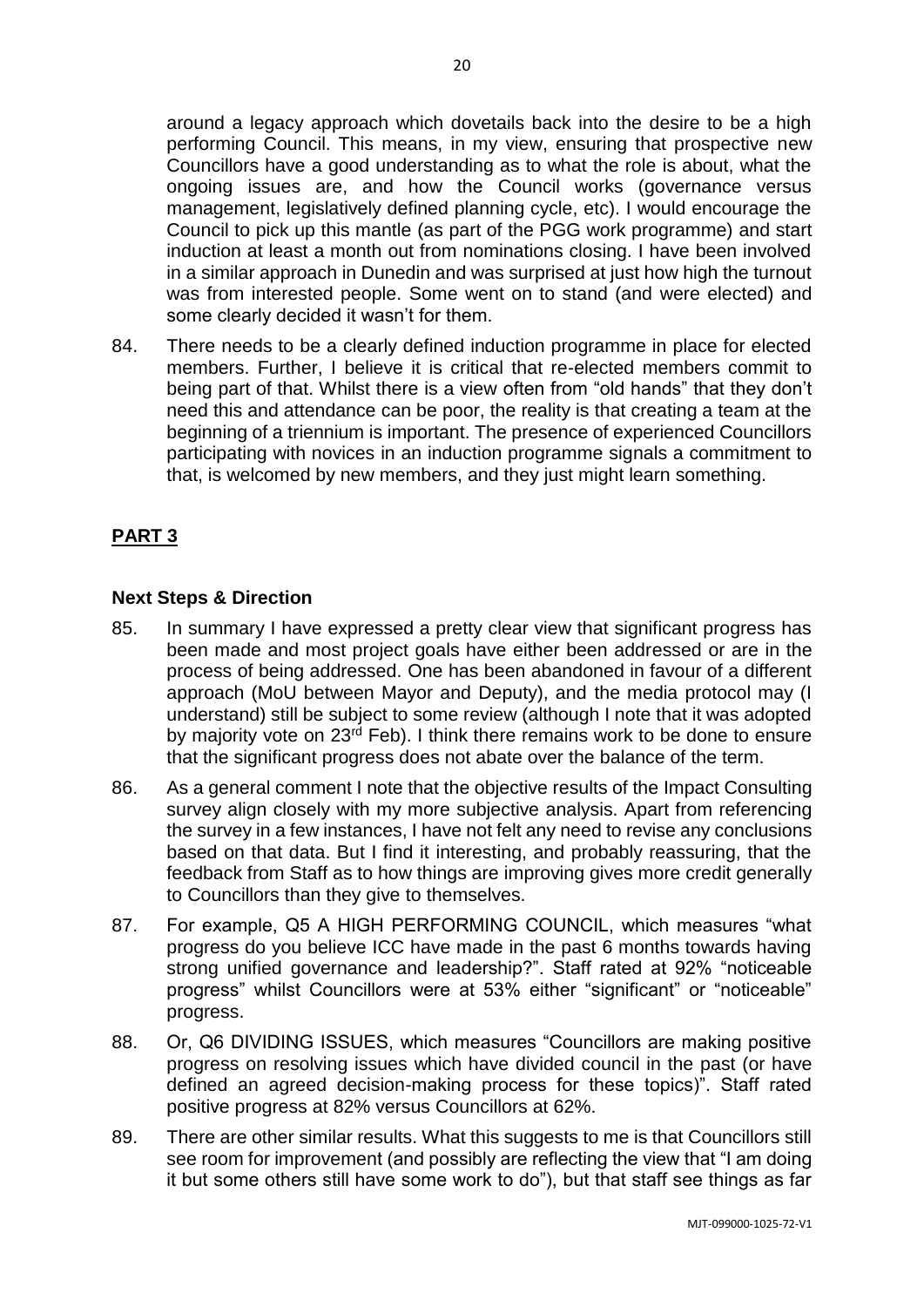around a legacy approach which dovetails back into the desire to be a high performing Council. This means, in my view, ensuring that prospective new Councillors have a good understanding as to what the role is about, what the ongoing issues are, and how the Council works (governance versus management, legislatively defined planning cycle, etc). I would encourage the Council to pick up this mantle (as part of the PGG work programme) and start induction at least a month out from nominations closing. I have been involved in a similar approach in Dunedin and was surprised at just how high the turnout was from interested people. Some went on to stand (and were elected) and some clearly decided it wasn't for them.

84. There needs to be a clearly defined induction programme in place for elected members. Further, I believe it is critical that re-elected members commit to being part of that. Whilst there is a view often from "old hands" that they don't need this and attendance can be poor, the reality is that creating a team at the beginning of a triennium is important. The presence of experienced Councillors participating with novices in an induction programme signals a commitment to that, is welcomed by new members, and they just might learn something.

## PART 3

### Next Steps & Direction

85. In summary I have expressed a pretty clear view that significant progress has been made and most project goals have either been addressed or are in the process of being addressed. One has been abandoned in favour of a different approach (MoU between Mayor and Deputy), and the media protocol may (I understand) still be subject to some review (although I note that it was adopted by majority vote on 23rd Feb). I think there remains work to be done to ensure that the significant progress does not abate over the balance of the term.

86. As a general comment I note that the objective results of the Impact Consulting survey align closely with my more subjective analysis. Apart from referencing the survey in a few instances, I have not felt any need to revise any conclusions based on that data. But I find it interesting, and probably reassuring, that the feedback from Staff as to how things are improving gives more credit generally to Councillors than they give to themselves.

87. For example, Q5 A HIGH PERFORMING COUNCIL, which measures "what progress do you believe ICC have made in the past 6 months towards having strong unified governance and leadership?". Staff rated at 92% "noticeable progress" whilst Councillors were at 53% either "significant" or "noticeable" progress.

88. Or, Q6 DIVIDING ISSUES, which measures "Councillors are making positive progress on resolving issues which have divided council in the past (or have defined an agreed decision-making process for these topics)". Staff rated positive progress at 82% versus Councillors at 62%.

89. There are other similar results. What this suggests to me is that Councillors still see room for improvement (and possibly are reflecting the view that "I am doing it but some others still have some work to do"), but that staff see things as far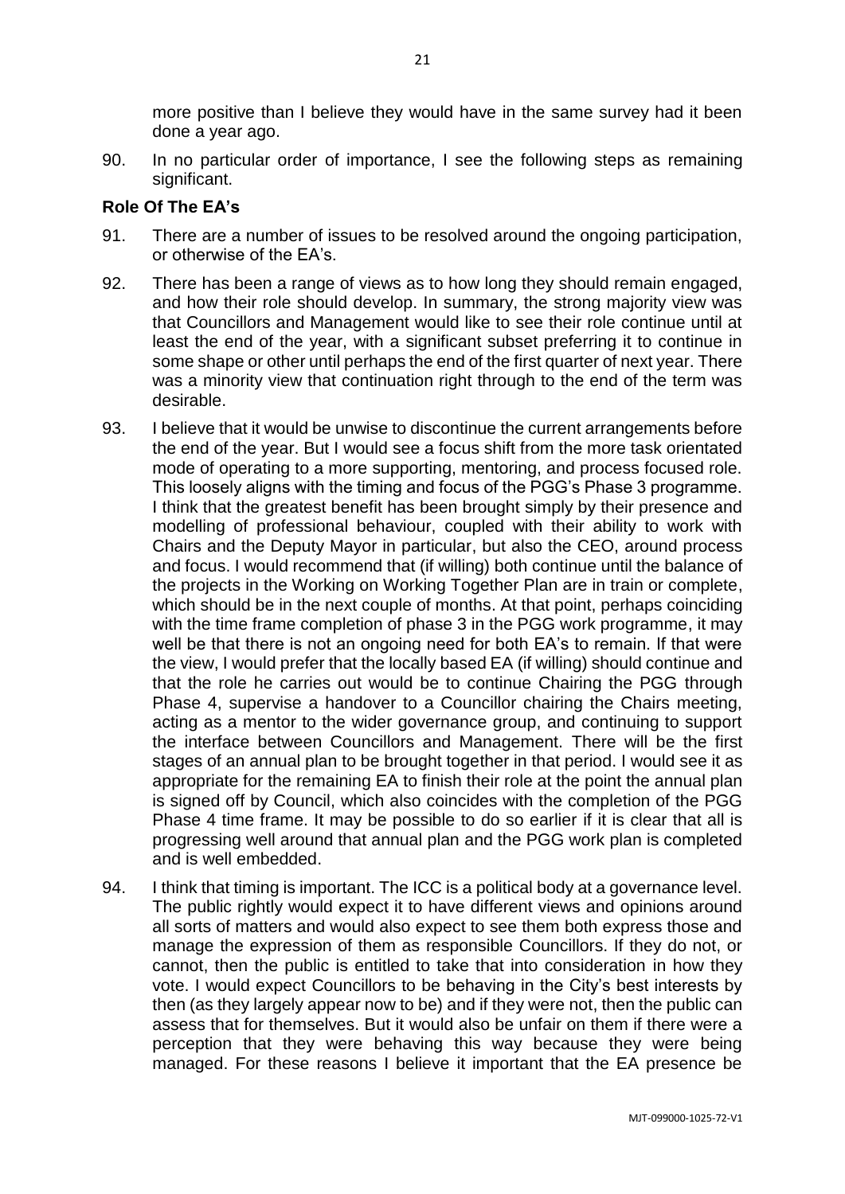more positive than I believe they would have in the same survey had it been done a year ago.

90. In no particular order of importance, I see the following steps as remaining significant.

**Role Of The EA's**

91. There are a number of issues to be resolved around the ongoing participation, or otherwise of the EA's.

92. There has been a range of views as to how long they should remain engaged, and how their role should develop. In summary, the strong majority view was that Councillors and Management would like to see their role continue until at least the end of the year, with a significant subset preferring it to continue in some shape or other until perhaps the end of the first quarter of next year. There was a minority view that continuation right through to the end of the term was desirable.

93. I believe that it would be unwise to discontinue the current arrangements before the end of the year. But I would see a focus shift from the more task orientated mode of operating to a more supporting, mentoring, and process focused role. This loosely aligns with the timing and focus of the PGG's Phase 3 programme. I think that the greatest benefit has been brought simply by their presence and modelling of professional behaviour, coupled with their ability to work with Chairs and the Deputy Mayor in particular, but also the CEO, around process and focus. I would recommend that (if willing) both continue until the balance of the projects in the Working on Working Together Plan are in train or complete, which should be in the next couple of months. At that point, perhaps coinciding with the time frame completion of phase 3 in the PGG work programme, it may well be that there is not an ongoing need for both EA's to remain. If that were the view, I would prefer that the locally based EA (if willing) should continue and that the role he carries out would be to continue Chairing the PGG through Phase 4, supervise a handover to a Councillor chairing the Chairs meeting, acting as a mentor to the wider governance group, and continuing to support the interface between Councillors and Management. There will be the first stages of an annual plan to be brought together in that period. I would see it as appropriate for the remaining EA to finish their role at the point the annual plan is signed off by Council, which also coincides with the completion of the PGG Phase 4 time frame. It may be possible to do so earlier if it is clear that all is progressing well around that annual plan and the PGG work plan is completed and is well embedded.

94. I think that timing is important. The ICC is a political body at a governance level. The public rightly would expect it to have different views and opinions around all sorts of matters and would also expect to see them both express those and manage the expression of them as responsible Councillors. If they do not, or cannot, then the public is entitled to take that into consideration in how they vote. I would expect Councillors to be behaving in the City's best interests by then (as they largely appear now to be) and if they were not, then the public can assess that for themselves. But it would also be unfair on them if there were a perception that they were behaving this way because they were being managed. For these reasons I believe it important that the EA presence be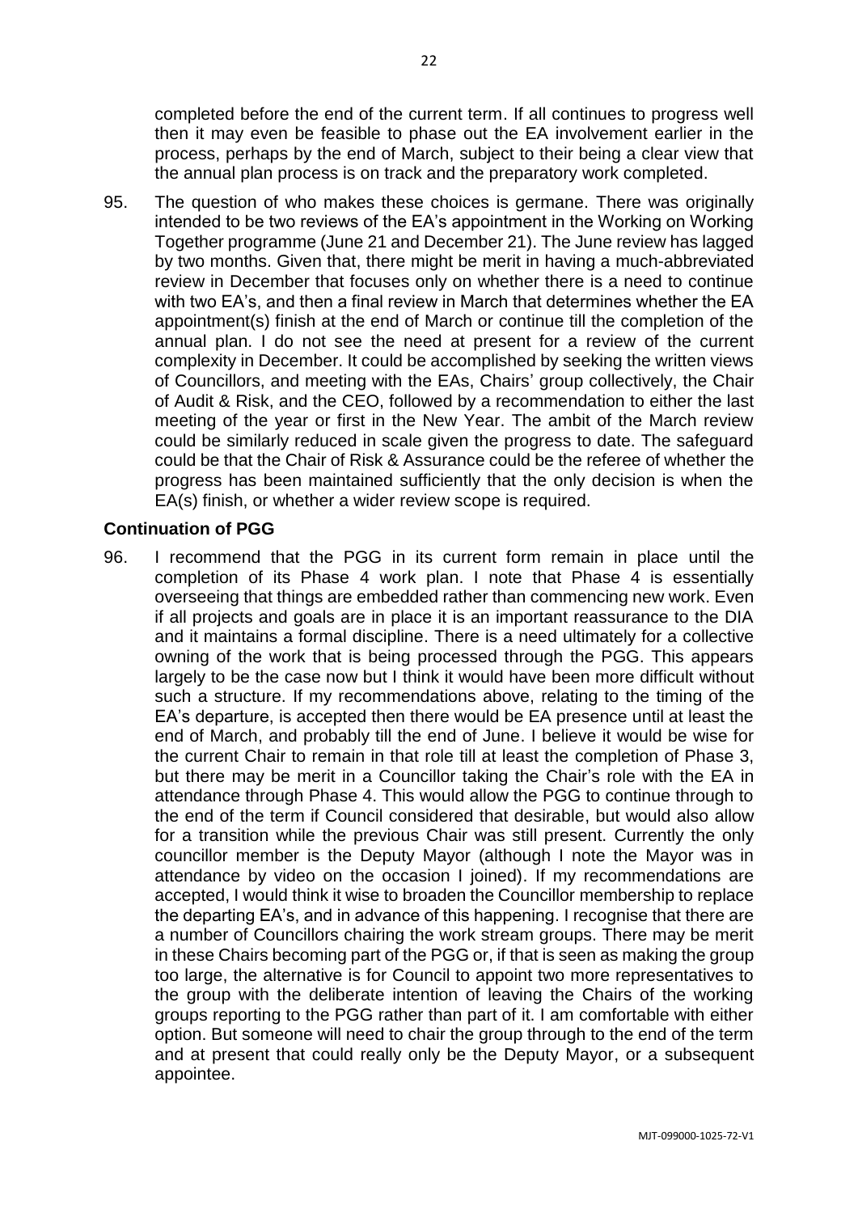completed before the end of the current term. If all continues to progress well then it may even be feasible to phase out the EA involvement earlier in the process, perhaps by the end of March, subject to their being a clear view that the annual plan process is on track and the preparatory work completed.

95. The question of who makes these choices is germane. There was originally intended to be two reviews of the EA's appointment in the Working on Working Together programme (June 21 and December 21). The June review has lagged by two months. Given that, there might be merit in having a much-abbreviated review in December that focuses only on whether there is a need to continue with two EA's, and then a final review in March that determines whether the EA appointment(s) finish at the end of March or continue till the completion of the annual plan. I do not see the need at present for a review of the current complexity in December. It could be accomplished by seeking the written views of Councillors, and meeting with the EAs, Chairs' group collectively, the Chair of Audit & Risk, and the CEO, followed by a recommendation to either the last meeting of the year or first in the New Year. The ambit of the March review could be similarly reduced in scale given the progress to date. The safeguard could be that the Chair of Risk & Assurance could be the referee of whether the progress has been maintained sufficiently that the only decision is when the EA(s) finish, or whether a wider review scope is required.

## Continuation of PGG

96. I recommend that the PGG in its current form remain in place until the completion of its Phase 4 work plan. I note that Phase 4 is essentially overseeing that things are embedded rather than commencing new work. Even if all projects and goals are in place it is an important reassurance to the DIA and it maintains a formal discipline. There is a need ultimately for a collective owning of the work that is being processed through the PGG. This appears largely to be the case now but I think it would have been more difficult without such a structure. If my recommendations above, relating to the timing of the EA's departure, is accepted then there would be EA presence until at least the end of March, and probably till the end of June. I believe it would be wise for the current Chair to remain in that role till at least the completion of Phase 3, but there may be merit in a Councillor taking the Chair's role with the EA in attendance through Phase 4. This would allow the PGG to continue through to the end of the term if Council considered that desirable, but would also allow for a transition while the previous Chair was still present. Currently the only councillor member is the Deputy Mayor (although I note the Mayor was in attendance by video on the occasion I joined). If my recommendations are accepted, I would think it wise to broaden the Councillor membership to replace the departing EA's, and in advance of this happening. I recognise that there are a number of Councillors chairing the work stream groups. There may be merit in these Chairs becoming part of the PGG or, if that is seen as making the group too large, the alternative is for Council to appoint two more representatives to the group with the deliberate intention of leaving the Chairs of the working groups reporting to the PGG rather than part of it. I am comfortable with either option. But someone will need to chair the group through to the end of the term and at present that could really only be the Deputy Mayor, or a subsequent appointee.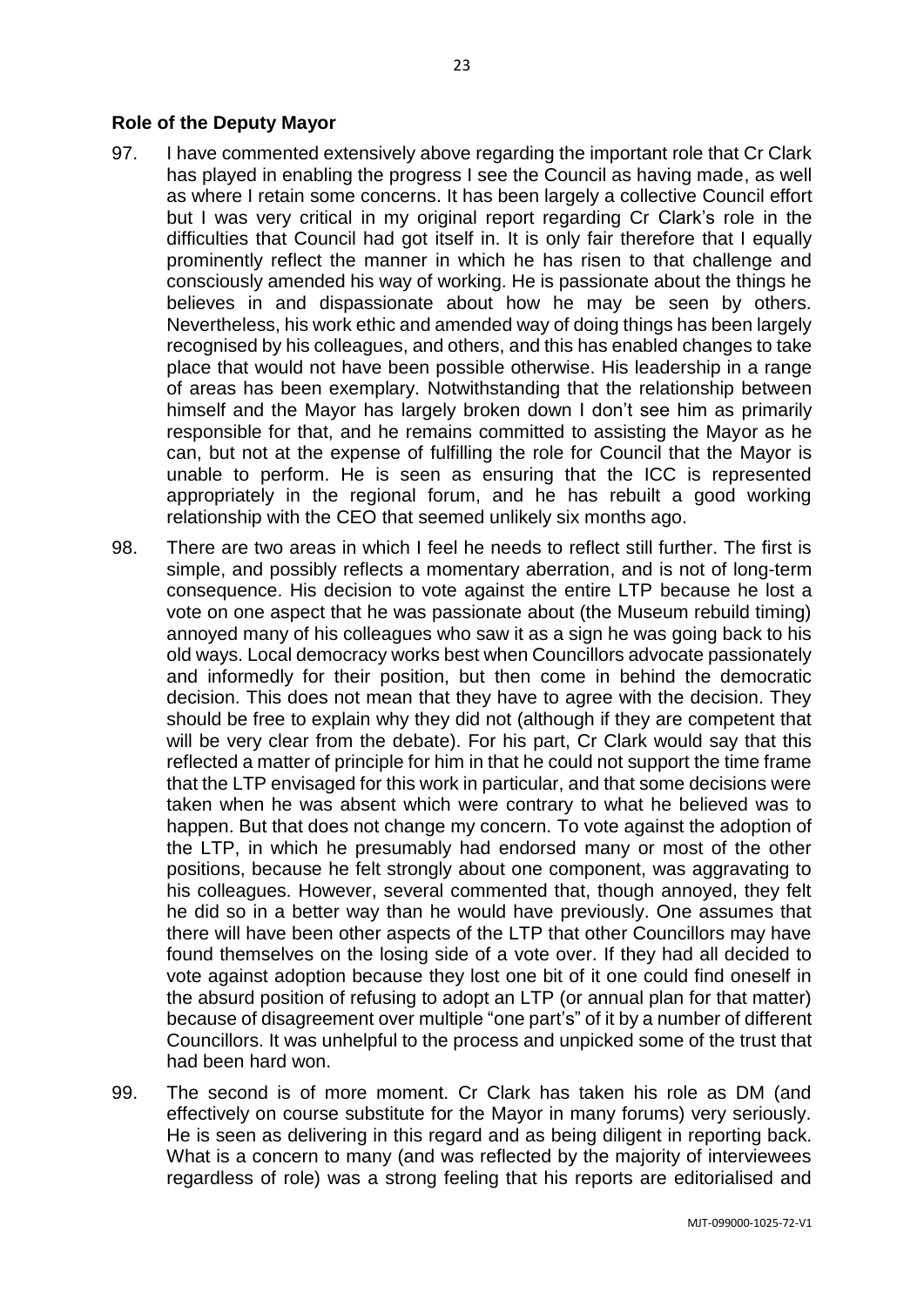## Role of the Deputy Mayor

97. I have commented extensively above regarding the important role that Cr Clark has played in enabling the progress I see the Council as having made, as well as where I retain some concerns. It has been largely a collective Council effort but I was very critical in my original report regarding Cr Clark's role in the difficulties that Council had got itself in. It is only fair therefore that I equally prominently reflect the manner in which he has risen to that challenge and consciously amended his way of working. He is passionate about the things he believes in and dispassionate about how he may be seen by others. Nevertheless, his work ethic and amended way of doing things has been largely recognised by his colleagues, and others, and this has enabled changes to take place that would not have been possible otherwise. His leadership in a range of areas has been exemplary. Notwithstanding that the relationship between himself and the Mayor has largely broken down I don't see him as primarily responsible for that, and he remains committed to assisting the Mayor as he can, but not at the expense of fulfilling the role for Council that the Mayor is unable to perform. He is seen as ensuring that the ICC is represented appropriately in the regional forum, and he has rebuilt a good working relationship with the CEO that seemed unlikely six months ago.

98. There are two areas in which I feel he needs to reflect still further. The first is simple, and possibly reflects a momentary aberration, and is not of long-term consequence. His decision to vote against the entire LTP because he lost a vote on one aspect that he was passionate about (the Museum rebuild timing) annoyed many of his colleagues who saw it as a sign he was going back to his old ways. Local democracy works best when Councillors advocate passionately and informedly for their position, but then come in behind the democratic decision. This does not mean that they have to agree with the decision. They should be free to explain why they did not (although if they are competent that will be very clear from the debate). For his part, Cr Clark would say that this reflected a matter of principle for him in that he could not support the time frame that the LTP envisaged for this work in particular, and that some decisions were taken when he was absent which were contrary to what he believed was to happen. But that does not change my concern. To vote against the adoption of the LTP, in which he presumably had endorsed many or most of the other positions, because he felt strongly about one component, was aggravating to his colleagues. However, several commented that, though annoyed, they felt he did so in a better way than he would have previously. One assumes that there will have been other aspects of the LTP that other Councillors may have found themselves on the losing side of a vote over. If they had all decided to vote against adoption because they lost one bit of it one could find oneself in the absurd position of refusing to adopt an LTP (or annual plan for that matter) because of disagreement over multiple "one part's" of it by a number of different Councillors. It was unhelpful to the process and unpicked some of the trust that had been hard won.

99. The second is of more moment. Cr Clark has taken his role as DM (and effectively on course substitute for the Mayor in many forums) very seriously. He is seen as delivering in this regard and as being diligent in reporting back. What is a concern to many (and was reflected by the majority of interviewees regardless of role) was a strong feeling that his reports are editorialised and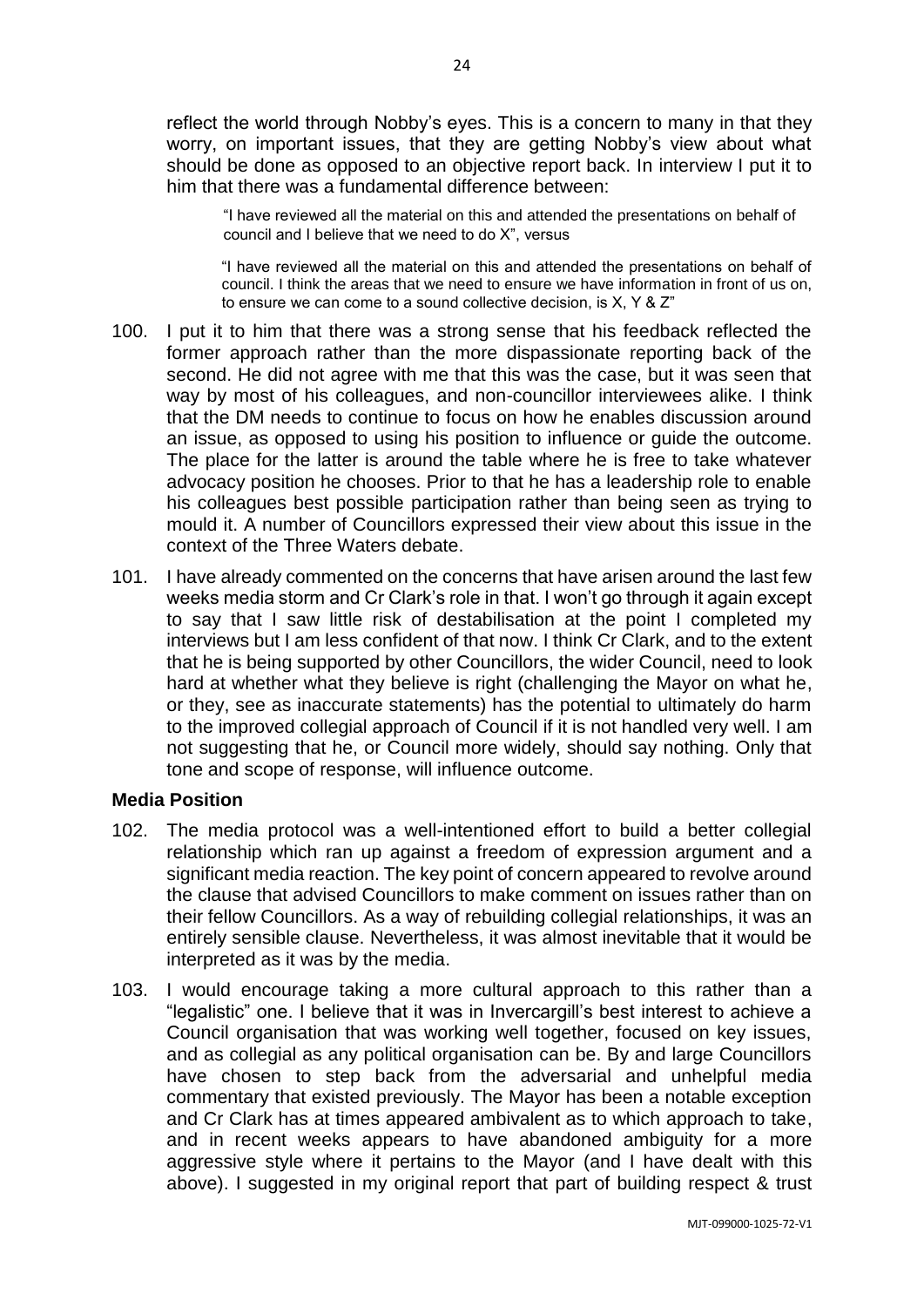reflect the world through Nobby's eyes. This is a concern to many in that they worry, on important issues, that they are getting Nobby's view about what should be done as opposed to an objective report back. In interview I put it to him that there was a fundamental difference between:

> "I have reviewed all the material on this and attended the presentations on behalf of council and I believe that we need to do X", versus
>
> "I have reviewed all the material on this and attended the presentations on behalf of council. I think the areas that we need to ensure we have information in front of us on, to ensure we can come to a sound collective decision, is X, Y & Z"

100. I put it to him that there was a strong sense that his feedback reflected the former approach rather than the more dispassionate reporting back of the second. He did not agree with me that this was the case, but it was seen that way by most of his colleagues, and non-councillor interviewees alike. I think that the DM needs to continue to focus on how he enables discussion around an issue, as opposed to using his position to influence or guide the outcome. The place for the latter is around the table where he is free to take whatever advocacy position he chooses. Prior to that he has a leadership role to enable his colleagues best possible participation rather than being seen as trying to mould it. A number of Councillors expressed their view about this issue in the context of the Three Waters debate.

101. I have already commented on the concerns that have arisen around the last few weeks media storm and Cr Clark's role in that. I won't go through it again except to say that I saw little risk of destabilisation at the point I completed my interviews but I am less confident of that now. I think Cr Clark, and to the extent that he is being supported by other Councillors, the wider Council, need to look hard at whether what they believe is right (challenging the Mayor on what he, or they, see as inaccurate statements) has the potential to ultimately do harm to the improved collegial approach of Council if it is not handled very well. I am not suggesting that he, or Council more widely, should say nothing. Only that tone and scope of response, will influence outcome.

**Media Position**

102. The media protocol was a well-intentioned effort to build a better collegial relationship which ran up against a freedom of expression argument and a significant media reaction. The key point of concern appeared to revolve around the clause that advised Councillors to make comment on issues rather than on their fellow Councillors. As a way of rebuilding collegial relationships, it was an entirely sensible clause. Nevertheless, it was almost inevitable that it would be interpreted as it was by the media.

103. I would encourage taking a more cultural approach to this rather than a "legalistic" one. I believe that it was in Invercargill's best interest to achieve a Council organisation that was working well together, focused on key issues, and as collegial as any political organisation can be. By and large Councillors have chosen to step back from the adversarial and unhelpful media commentary that existed previously. The Mayor has been a notable exception and Cr Clark has at times appeared ambivalent as to which approach to take, and in recent weeks appears to have abandoned ambiguity for a more aggressive style where it pertains to the Mayor (and I have dealt with this above). I suggested in my original report that part of building respect & trust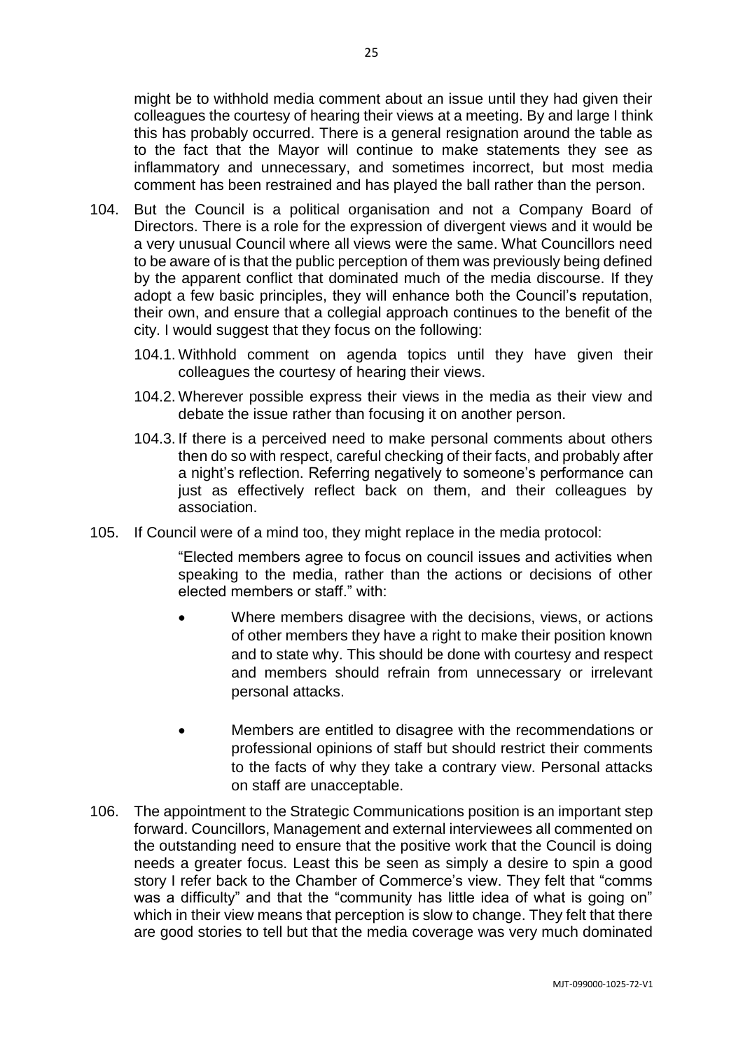might be to withhold media comment about an issue until they had given their colleagues the courtesy of hearing their views at a meeting. By and large I think this has probably occurred. There is a general resignation around the table as to the fact that the Mayor will continue to make statements they see as inflammatory and unnecessary, and sometimes incorrect, but most media comment has been restrained and has played the ball rather than the person.

104. But the Council is a political organisation and not a Company Board of Directors. There is a role for the expression of divergent views and it would be a very unusual Council where all views were the same. What Councillors need to be aware of is that the public perception of them was previously being defined by the apparent conflict that dominated much of the media discourse. If they adopt a few basic principles, they will enhance both the Council's reputation, their own, and ensure that a collegial approach continues to the benefit of the city. I would suggest that they focus on the following:

    104.1. Withhold comment on agenda topics until they have given their colleagues the courtesy of hearing their views.

    104.2. Wherever possible express their views in the media as their view and debate the issue rather than focusing it on another person.

    104.3. If there is a perceived need to make personal comments about others then do so with respect, careful checking of their facts, and probably after a night's reflection. Referring negatively to someone's performance can just as effectively reflect back on them, and their colleagues by association.

105. If Council were of a mind too, they might replace in the media protocol:

    "Elected members agree to focus on council issues and activities when speaking to the media, rather than the actions or decisions of other elected members or staff." with:

    - Where members disagree with the decisions, views, or actions of other members they have a right to make their position known and to state why. This should be done with courtesy and respect and members should refrain from unnecessary or irrelevant personal attacks.

    - Members are entitled to disagree with the recommendations or professional opinions of staff but should restrict their comments to the facts of why they take a contrary view. Personal attacks on staff are unacceptable.

106. The appointment to the Strategic Communications position is an important step forward. Councillors, Management and external interviewees all commented on the outstanding need to ensure that the positive work that the Council is doing needs a greater focus. Least this be seen as simply a desire to spin a good story I refer back to the Chamber of Commerce's view. They felt that "comms was a difficulty" and that the "community has little idea of what is going on" which in their view means that perception is slow to change. They felt that there are good stories to tell but that the media coverage was very much dominated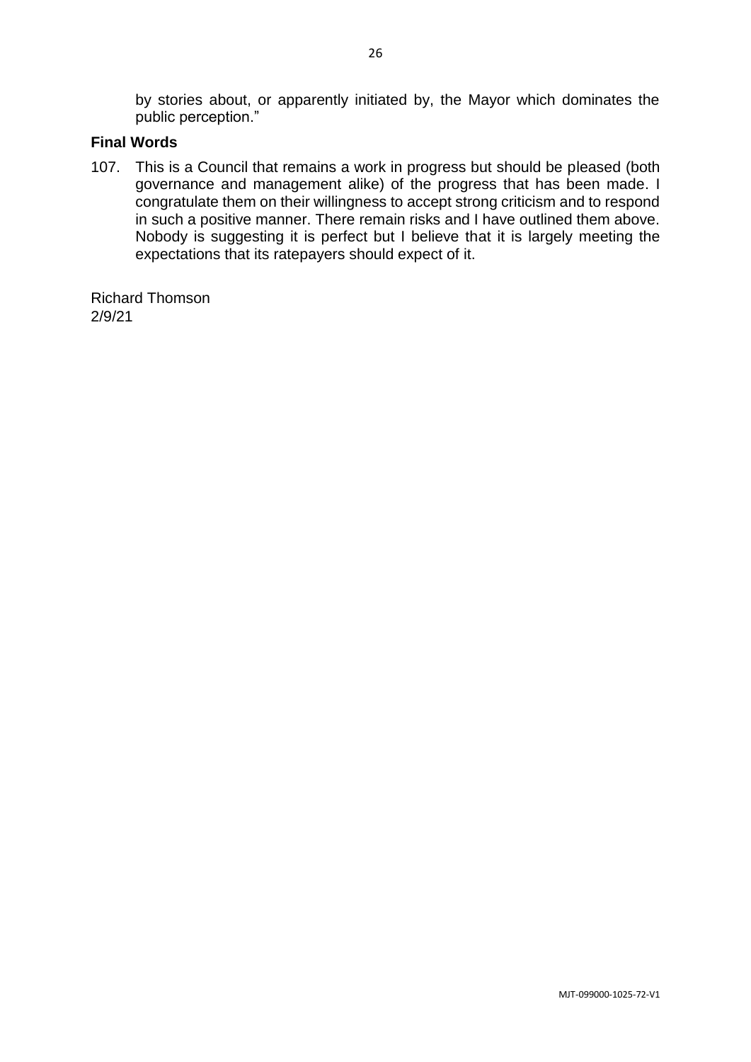by stories about, or apparently initiated by, the Mayor which dominates the public perception."

## Final Words

107. This is a Council that remains a work in progress but should be pleased (both governance and management alike) of the progress that has been made. I congratulate them on their willingness to accept strong criticism and to respond in such a positive manner. There remain risks and I have outlined them above. Nobody is suggesting it is perfect but I believe that it is largely meeting the expectations that its ratepayers should expect of it.

Richard Thomson
2/9/21

MJT-099000-1025-72-V1